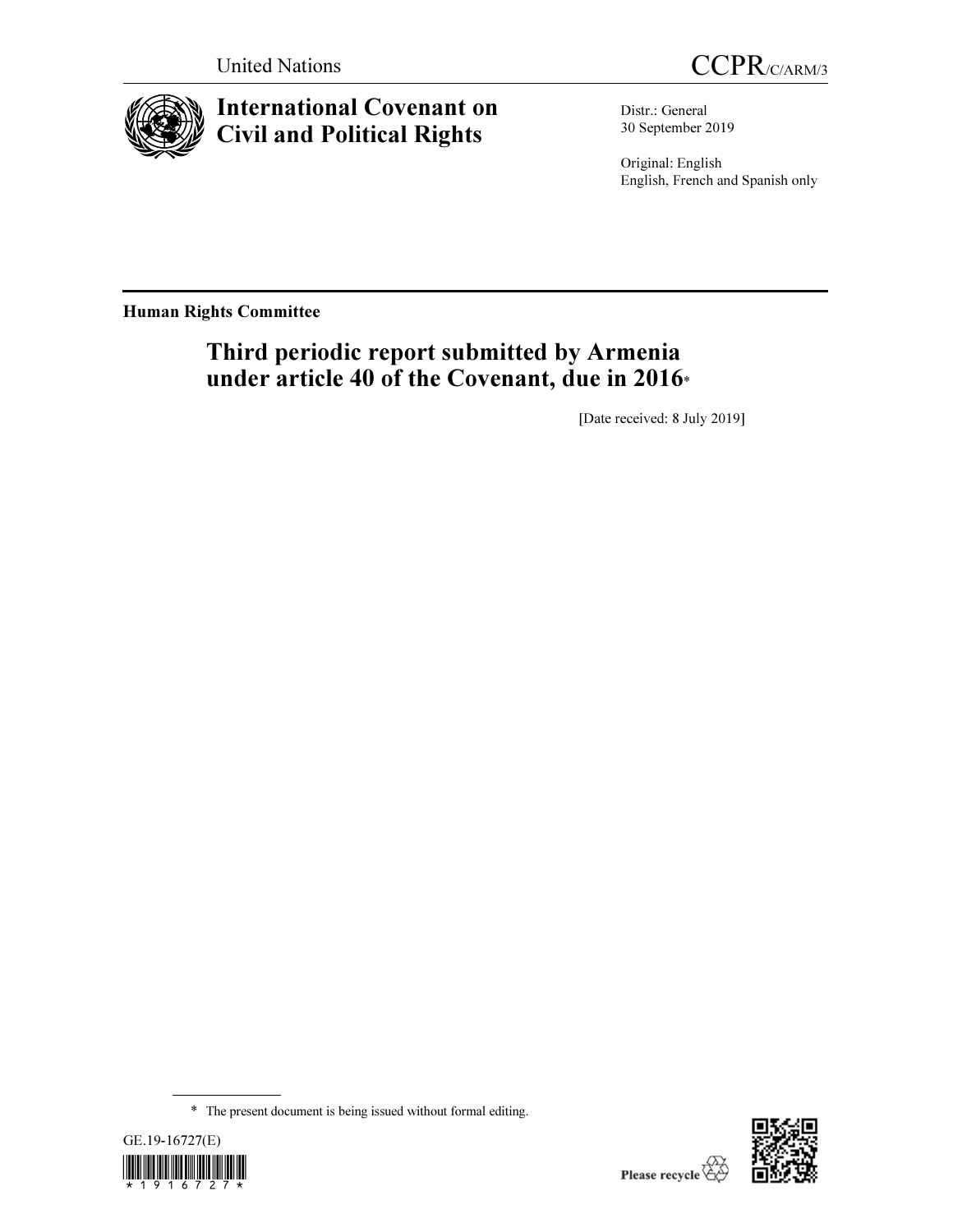United Nations

CCPR/C/ARM/3

# International Covenant on Civil and Political Rights

Distr.: General
30 September 2019

Original: English
English, French and Spanish only

**Human Rights Committee**

## Third periodic report submitted by Armenia under article 40 of the Covenant, due in 2016*

[Date received: 8 July 2019]

\* The present document is being issued without formal editing.

GE.19-16727(E)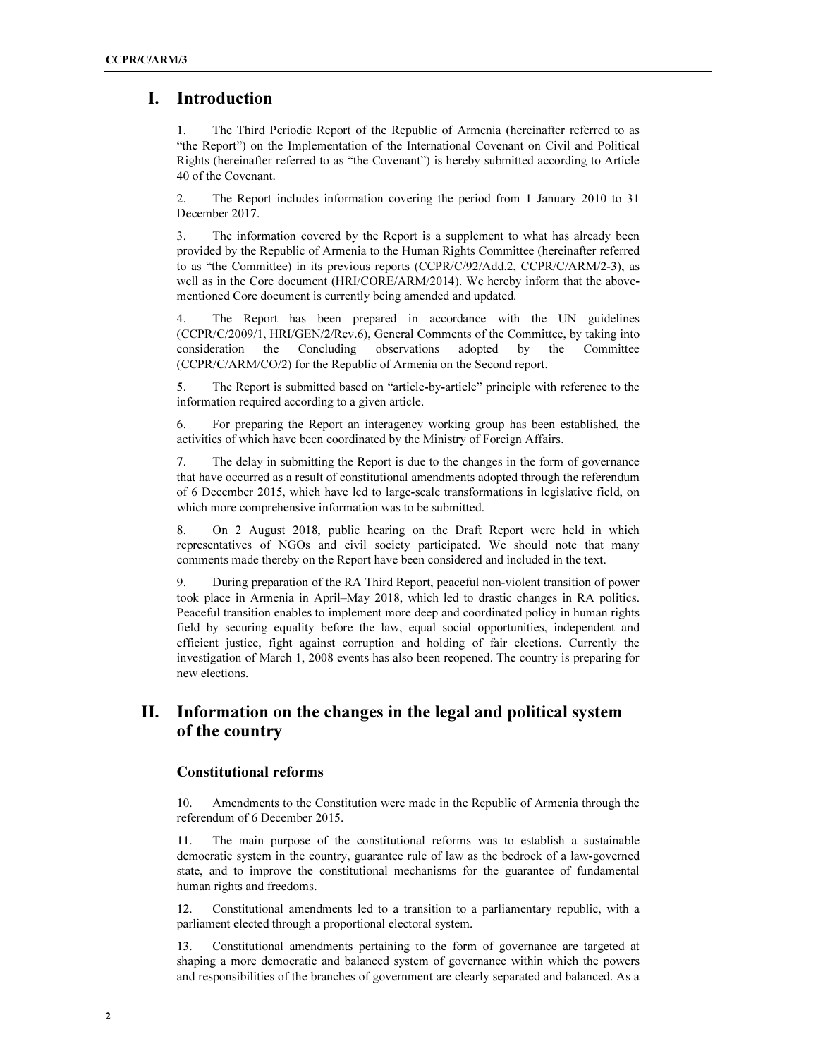# I. Introduction

1. The Third Periodic Report of the Republic of Armenia (hereinafter referred to as "the Report") on the Implementation of the International Covenant on Civil and Political Rights (hereinafter referred to as "the Covenant") is hereby submitted according to Article 40 of the Covenant.

2. The Report includes information covering the period from 1 January 2010 to 31 December 2017.

3. The information covered by the Report is a supplement to what has already been provided by the Republic of Armenia to the Human Rights Committee (hereinafter referred to as "the Committee) in its previous reports (CCPR/C/92/Add.2, CCPR/C/ARM/2-3), as well as in the Core document (HRI/CORE/ARM/2014). We hereby inform that the above-mentioned Core document is currently being amended and updated.

4. The Report has been prepared in accordance with the UN guidelines (CCPR/C/2009/1, HRI/GEN/2/Rev.6), General Comments of the Committee, by taking into consideration the Concluding observations adopted by the Committee (CCPR/C/ARM/CO/2) for the Republic of Armenia on the Second report.

5. The Report is submitted based on "article-by-article" principle with reference to the information required according to a given article.

6. For preparing the Report an interagency working group has been established, the activities of which have been coordinated by the Ministry of Foreign Affairs.

7. The delay in submitting the Report is due to the changes in the form of governance that have occurred as a result of constitutional amendments adopted through the referendum of 6 December 2015, which have led to large-scale transformations in legislative field, on which more comprehensive information was to be submitted.

8. On 2 August 2018, public hearing on the Draft Report were held in which representatives of NGOs and civil society participated. We should note that many comments made thereby on the Report have been considered and included in the text.

9. During preparation of the RA Third Report, peaceful non-violent transition of power took place in Armenia in April–May 2018, which led to drastic changes in RA politics. Peaceful transition enables to implement more deep and coordinated policy in human rights field by securing equality before the law, equal social opportunities, independent and efficient justice, fight against corruption and holding of fair elections. Currently the investigation of March 1, 2008 events has also been reopened. The country is preparing for new elections.

# II. Information on the changes in the legal and political system of the country

## Constitutional reforms

10. Amendments to the Constitution were made in the Republic of Armenia through the referendum of 6 December 2015.

11. The main purpose of the constitutional reforms was to establish a sustainable democratic system in the country, guarantee rule of law as the bedrock of a law-governed state, and to improve the constitutional mechanisms for the guarantee of fundamental human rights and freedoms.

12. Constitutional amendments led to a transition to a parliamentary republic, with a parliament elected through a proportional electoral system.

13. Constitutional amendments pertaining to the form of governance are targeted at shaping a more democratic and balanced system of governance within which the powers and responsibilities of the branches of government are clearly separated and balanced. As a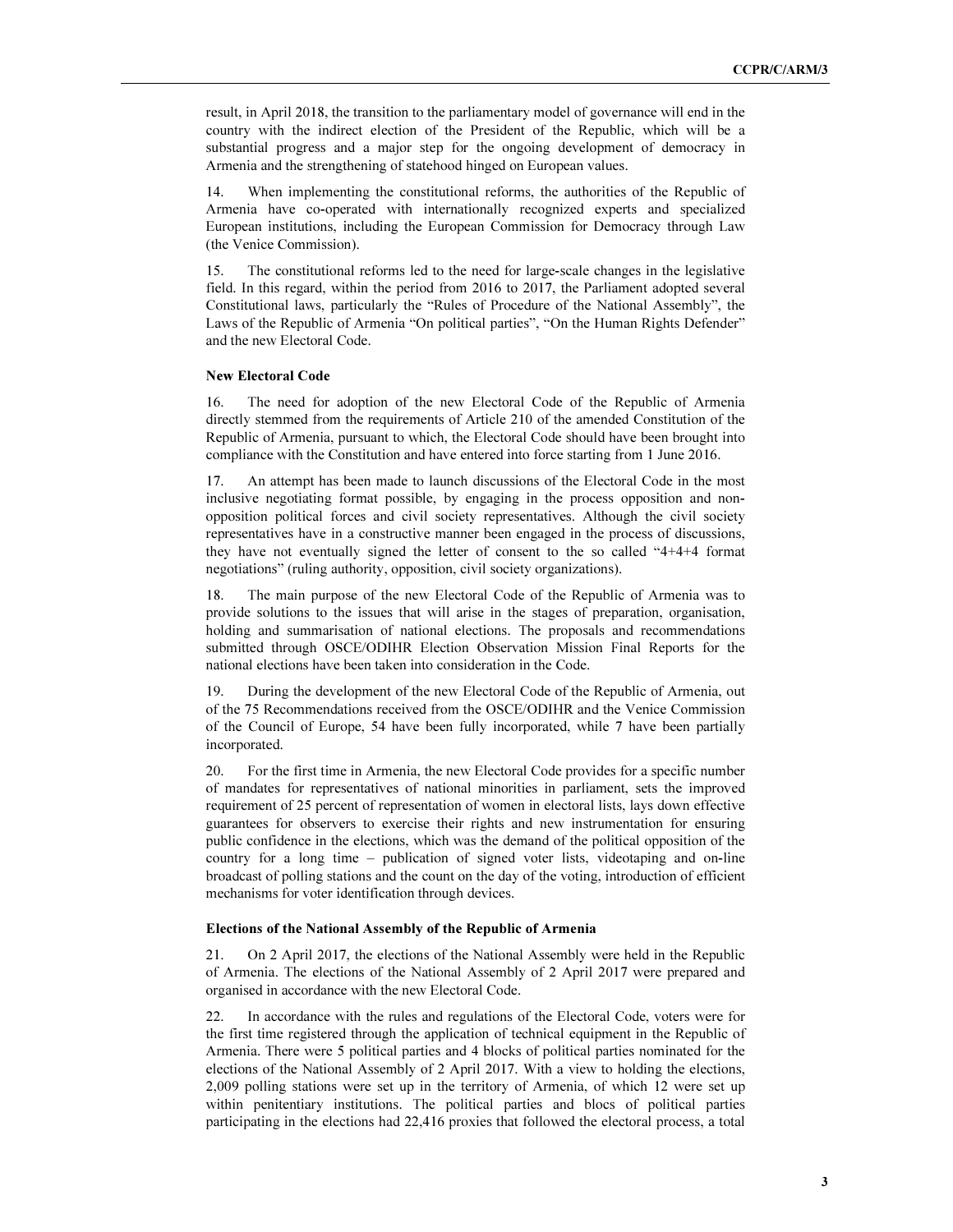result, in April 2018, the transition to the parliamentary model of governance will end in the country with the indirect election of the President of the Republic, which will be a substantial progress and a major step for the ongoing development of democracy in Armenia and the strengthening of statehood hinged on European values.

14. When implementing the constitutional reforms, the authorities of the Republic of Armenia have co-operated with internationally recognized experts and specialized European institutions, including the European Commission for Democracy through Law (the Venice Commission).

15. The constitutional reforms led to the need for large-scale changes in the legislative field. In this regard, within the period from 2016 to 2017, the Parliament adopted several Constitutional laws, particularly the "Rules of Procedure of the National Assembly", the Laws of the Republic of Armenia "On political parties", "On the Human Rights Defender" and the new Electoral Code.

**New Electoral Code**

16. The need for adoption of the new Electoral Code of the Republic of Armenia directly stemmed from the requirements of Article 210 of the amended Constitution of the Republic of Armenia, pursuant to which, the Electoral Code should have been brought into compliance with the Constitution and have entered into force starting from 1 June 2016.

17. An attempt has been made to launch discussions of the Electoral Code in the most inclusive negotiating format possible, by engaging in the process opposition and non-opposition political forces and civil society representatives. Although the civil society representatives have in a constructive manner been engaged in the process of discussions, they have not eventually signed the letter of consent to the so called "4+4+4 format negotiations" (ruling authority, opposition, civil society organizations).

18. The main purpose of the new Electoral Code of the Republic of Armenia was to provide solutions to the issues that will arise in the stages of preparation, organisation, holding and summarisation of national elections. The proposals and recommendations submitted through OSCE/ODIHR Election Observation Mission Final Reports for the national elections have been taken into consideration in the Code.

19. During the development of the new Electoral Code of the Republic of Armenia, out of the 75 Recommendations received from the OSCE/ODIHR and the Venice Commission of the Council of Europe, 54 have been fully incorporated, while 7 have been partially incorporated.

20. For the first time in Armenia, the new Electoral Code provides for a specific number of mandates for representatives of national minorities in parliament, sets the improved requirement of 25 percent of representation of women in electoral lists, lays down effective guarantees for observers to exercise their rights and new instrumentation for ensuring public confidence in the elections, which was the demand of the political opposition of the country for a long time – publication of signed voter lists, videotaping and on-line broadcast of polling stations and the count on the day of the voting, introduction of efficient mechanisms for voter identification through devices.

**Elections of the National Assembly of the Republic of Armenia**

21. On 2 April 2017, the elections of the National Assembly were held in the Republic of Armenia. The elections of the National Assembly of 2 April 2017 were prepared and organised in accordance with the new Electoral Code.

22. In accordance with the rules and regulations of the Electoral Code, voters were for the first time registered through the application of technical equipment in the Republic of Armenia. There were 5 political parties and 4 blocks of political parties nominated for the elections of the National Assembly of 2 April 2017. With a view to holding the elections, 2,009 polling stations were set up in the territory of Armenia, of which 12 were set up within penitentiary institutions. The political parties and blocs of political parties participating in the elections had 22,416 proxies that followed the electoral process, a total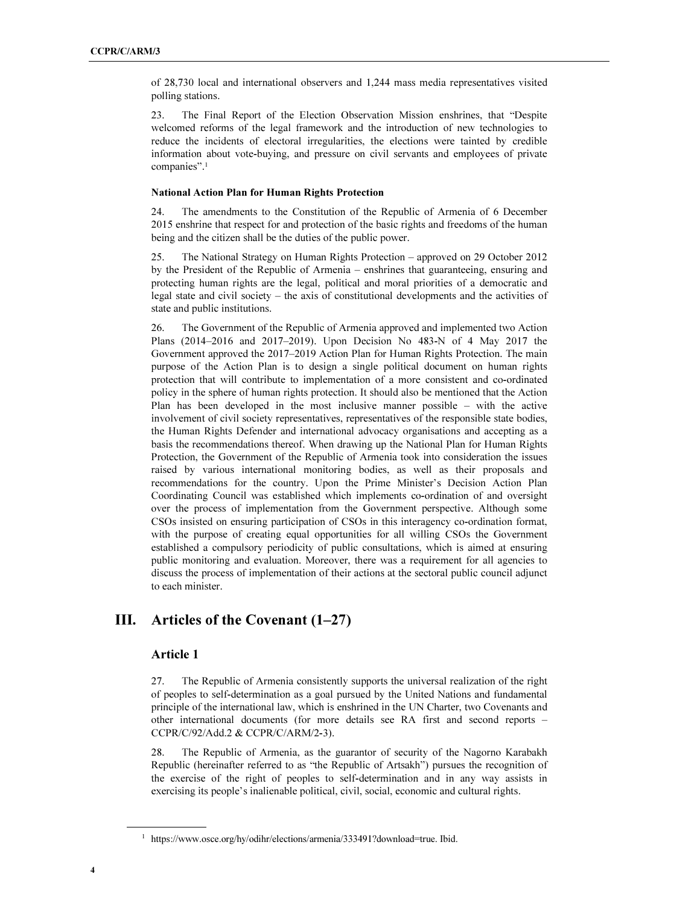of 28,730 local and international observers and 1,244 mass media representatives visited polling stations.

23. The Final Report of the Election Observation Mission enshrines, that "Despite welcomed reforms of the legal framework and the introduction of new technologies to reduce the incidents of electoral irregularities, the elections were tainted by credible information about vote-buying, and pressure on civil servants and employees of private companies".[1]

**National Action Plan for Human Rights Protection**

24. The amendments to the Constitution of the Republic of Armenia of 6 December 2015 enshrine that respect for and protection of the basic rights and freedoms of the human being and the citizen shall be the duties of the public power.

25. The National Strategy on Human Rights Protection – approved on 29 October 2012 by the President of the Republic of Armenia – enshrines that guaranteeing, ensuring and protecting human rights are the legal, political and moral priorities of a democratic and legal state and civil society – the axis of constitutional developments and the activities of state and public institutions.

26. The Government of the Republic of Armenia approved and implemented two Action Plans (2014–2016 and 2017–2019). Upon Decision No 483-N of 4 May 2017 the Government approved the 2017–2019 Action Plan for Human Rights Protection. The main purpose of the Action Plan is to design a single political document on human rights protection that will contribute to implementation of a more consistent and co-ordinated policy in the sphere of human rights protection. It should also be mentioned that the Action Plan has been developed in the most inclusive manner possible – with the active involvement of civil society representatives, representatives of the responsible state bodies, the Human Rights Defender and international advocacy organisations and accepting as a basis the recommendations thereof. When drawing up the National Plan for Human Rights Protection, the Government of the Republic of Armenia took into consideration the issues raised by various international monitoring bodies, as well as their proposals and recommendations for the country. Upon the Prime Minister's Decision Action Plan Coordinating Council was established which implements co-ordination of and oversight over the process of implementation from the Government perspective. Although some CSOs insisted on ensuring participation of CSOs in this interagency co-ordination format, with the purpose of creating equal opportunities for all willing CSOs the Government established a compulsory periodicity of public consultations, which is aimed at ensuring public monitoring and evaluation. Moreover, there was a requirement for all agencies to discuss the process of implementation of their actions at the sectoral public council adjunct to each minister.

# III. Articles of the Covenant (1–27)

## Article 1

27. The Republic of Armenia consistently supports the universal realization of the right of peoples to self-determination as a goal pursued by the United Nations and fundamental principle of the international law, which is enshrined in the UN Charter, two Covenants and other international documents (for more details see RA first and second reports – CCPR/C/92/Add.2 & CCPR/C/ARM/2-3).

28. The Republic of Armenia, as the guarantor of security of the Nagorno Karabakh Republic (hereinafter referred to as "the Republic of Artsakh") pursues the recognition of the exercise of the right of peoples to self-determination and in any way assists in exercising its people's inalienable political, civil, social, economic and cultural rights.

---

[1] https://www.osce.org/hy/odihr/elections/armenia/333491?download=true. Ibid.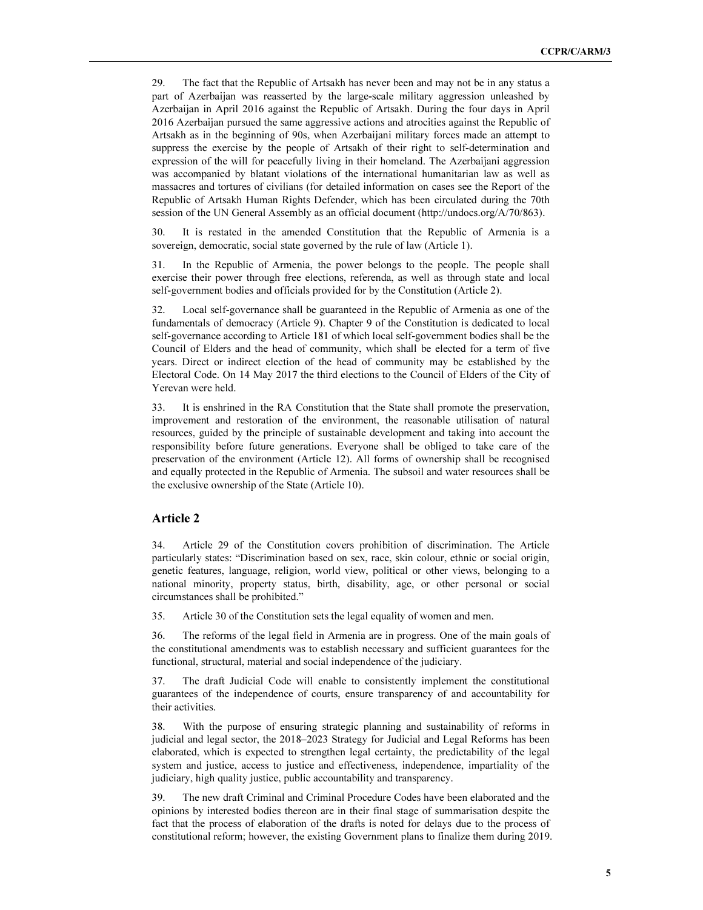29. The fact that the Republic of Artsakh has never been and may not be in any status a part of Azerbaijan was reasserted by the large-scale military aggression unleashed by Azerbaijan in April 2016 against the Republic of Artsakh. During the four days in April 2016 Azerbaijan pursued the same aggressive actions and atrocities against the Republic of Artsakh as in the beginning of 90s, when Azerbaijani military forces made an attempt to suppress the exercise by the people of Artsakh of their right to self-determination and expression of the will for peacefully living in their homeland. The Azerbaijani aggression was accompanied by blatant violations of the international humanitarian law as well as massacres and tortures of civilians (for detailed information on cases see the Report of the Republic of Artsakh Human Rights Defender, which has been circulated during the 70th session of the UN General Assembly as an official document (http://undocs.org/A/70/863).

30. It is restated in the amended Constitution that the Republic of Armenia is a sovereign, democratic, social state governed by the rule of law (Article 1).

31. In the Republic of Armenia, the power belongs to the people. The people shall exercise their power through free elections, referenda, as well as through state and local self-government bodies and officials provided for by the Constitution (Article 2).

32. Local self-governance shall be guaranteed in the Republic of Armenia as one of the fundamentals of democracy (Article 9). Chapter 9 of the Constitution is dedicated to local self-governance according to Article 181 of which local self-government bodies shall be the Council of Elders and the head of community, which shall be elected for a term of five years. Direct or indirect election of the head of community may be established by the Electoral Code. On 14 May 2017 the third elections to the Council of Elders of the City of Yerevan were held.

33. It is enshrined in the RA Constitution that the State shall promote the preservation, improvement and restoration of the environment, the reasonable utilisation of natural resources, guided by the principle of sustainable development and taking into account the responsibility before future generations. Everyone shall be obliged to take care of the preservation of the environment (Article 12). All forms of ownership shall be recognised and equally protected in the Republic of Armenia. The subsoil and water resources shall be the exclusive ownership of the State (Article 10).

## Article 2

34. Article 29 of the Constitution covers prohibition of discrimination. The Article particularly states: "Discrimination based on sex, race, skin colour, ethnic or social origin, genetic features, language, religion, world view, political or other views, belonging to a national minority, property status, birth, disability, age, or other personal or social circumstances shall be prohibited."

35. Article 30 of the Constitution sets the legal equality of women and men.

36. The reforms of the legal field in Armenia are in progress. One of the main goals of the constitutional amendments was to establish necessary and sufficient guarantees for the functional, structural, material and social independence of the judiciary.

37. The draft Judicial Code will enable to consistently implement the constitutional guarantees of the independence of courts, ensure transparency of and accountability for their activities.

38. With the purpose of ensuring strategic planning and sustainability of reforms in judicial and legal sector, the 2018–2023 Strategy for Judicial and Legal Reforms has been elaborated, which is expected to strengthen legal certainty, the predictability of the legal system and justice, access to justice and effectiveness, independence, impartiality of the judiciary, high quality justice, public accountability and transparency.

39. The new draft Criminal and Criminal Procedure Codes have been elaborated and the opinions by interested bodies thereon are in their final stage of summarisation despite the fact that the process of elaboration of the drafts is noted for delays due to the process of constitutional reform; however, the existing Government plans to finalize them during 2019.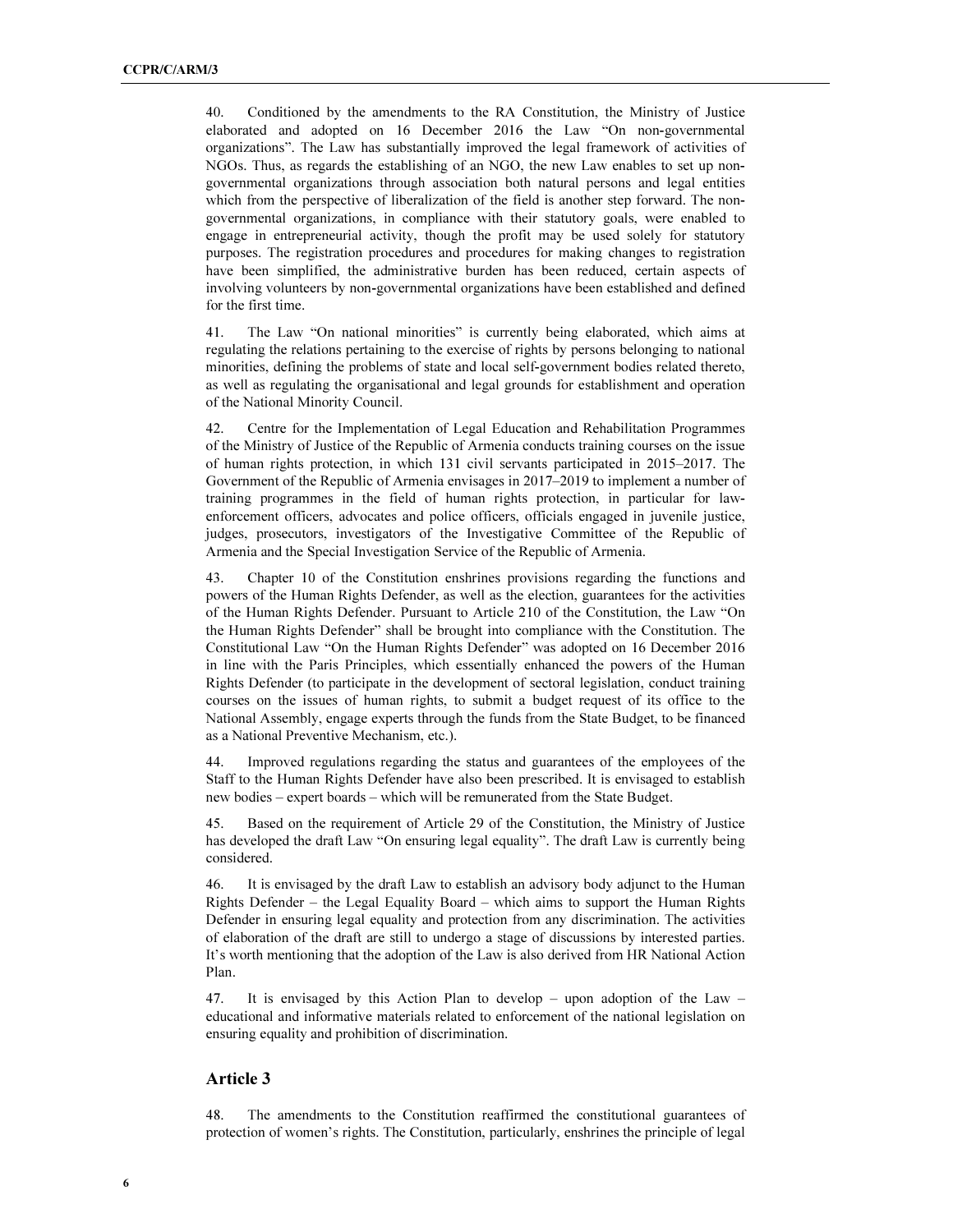40. Conditioned by the amendments to the RA Constitution, the Ministry of Justice elaborated and adopted on 16 December 2016 the Law "On non-governmental organizations". The Law has substantially improved the legal framework of activities of NGOs. Thus, as regards the establishing of an NGO, the new Law enables to set up non-governmental organizations through association both natural persons and legal entities which from the perspective of liberalization of the field is another step forward. The non-governmental organizations, in compliance with their statutory goals, were enabled to engage in entrepreneurial activity, though the profit may be used solely for statutory purposes. The registration procedures and procedures for making changes to registration have been simplified, the administrative burden has been reduced, certain aspects of involving volunteers by non-governmental organizations have been established and defined for the first time.

41. The Law "On national minorities" is currently being elaborated, which aims at regulating the relations pertaining to the exercise of rights by persons belonging to national minorities, defining the problems of state and local self-government bodies related thereto, as well as regulating the organisational and legal grounds for establishment and operation of the National Minority Council.

42. Centre for the Implementation of Legal Education and Rehabilitation Programmes of the Ministry of Justice of the Republic of Armenia conducts training courses on the issue of human rights protection, in which 131 civil servants participated in 2015–2017. The Government of the Republic of Armenia envisages in 2017–2019 to implement a number of training programmes in the field of human rights protection, in particular for law-enforcement officers, advocates and police officers, officials engaged in juvenile justice, judges, prosecutors, investigators of the Investigative Committee of the Republic of Armenia and the Special Investigation Service of the Republic of Armenia.

43. Chapter 10 of the Constitution enshrines provisions regarding the functions and powers of the Human Rights Defender, as well as the election, guarantees for the activities of the Human Rights Defender. Pursuant to Article 210 of the Constitution, the Law "On the Human Rights Defender" shall be brought into compliance with the Constitution. The Constitutional Law "On the Human Rights Defender" was adopted on 16 December 2016 in line with the Paris Principles, which essentially enhanced the powers of the Human Rights Defender (to participate in the development of sectoral legislation, conduct training courses on the issues of human rights, to submit a budget request of its office to the National Assembly, engage experts through the funds from the State Budget, to be financed as a National Preventive Mechanism, etc.).

44. Improved regulations regarding the status and guarantees of the employees of the Staff to the Human Rights Defender have also been prescribed. It is envisaged to establish new bodies – expert boards – which will be remunerated from the State Budget.

45. Based on the requirement of Article 29 of the Constitution, the Ministry of Justice has developed the draft Law "On ensuring legal equality". The draft Law is currently being considered.

46. It is envisaged by the draft Law to establish an advisory body adjunct to the Human Rights Defender – the Legal Equality Board – which aims to support the Human Rights Defender in ensuring legal equality and protection from any discrimination. The activities of elaboration of the draft are still to undergo a stage of discussions by interested parties. It's worth mentioning that the adoption of the Law is also derived from HR National Action Plan.

47. It is envisaged by this Action Plan to develop – upon adoption of the Law – educational and informative materials related to enforcement of the national legislation on ensuring equality and prohibition of discrimination.

## Article 3

48. The amendments to the Constitution reaffirmed the constitutional guarantees of protection of women's rights. The Constitution, particularly, enshrines the principle of legal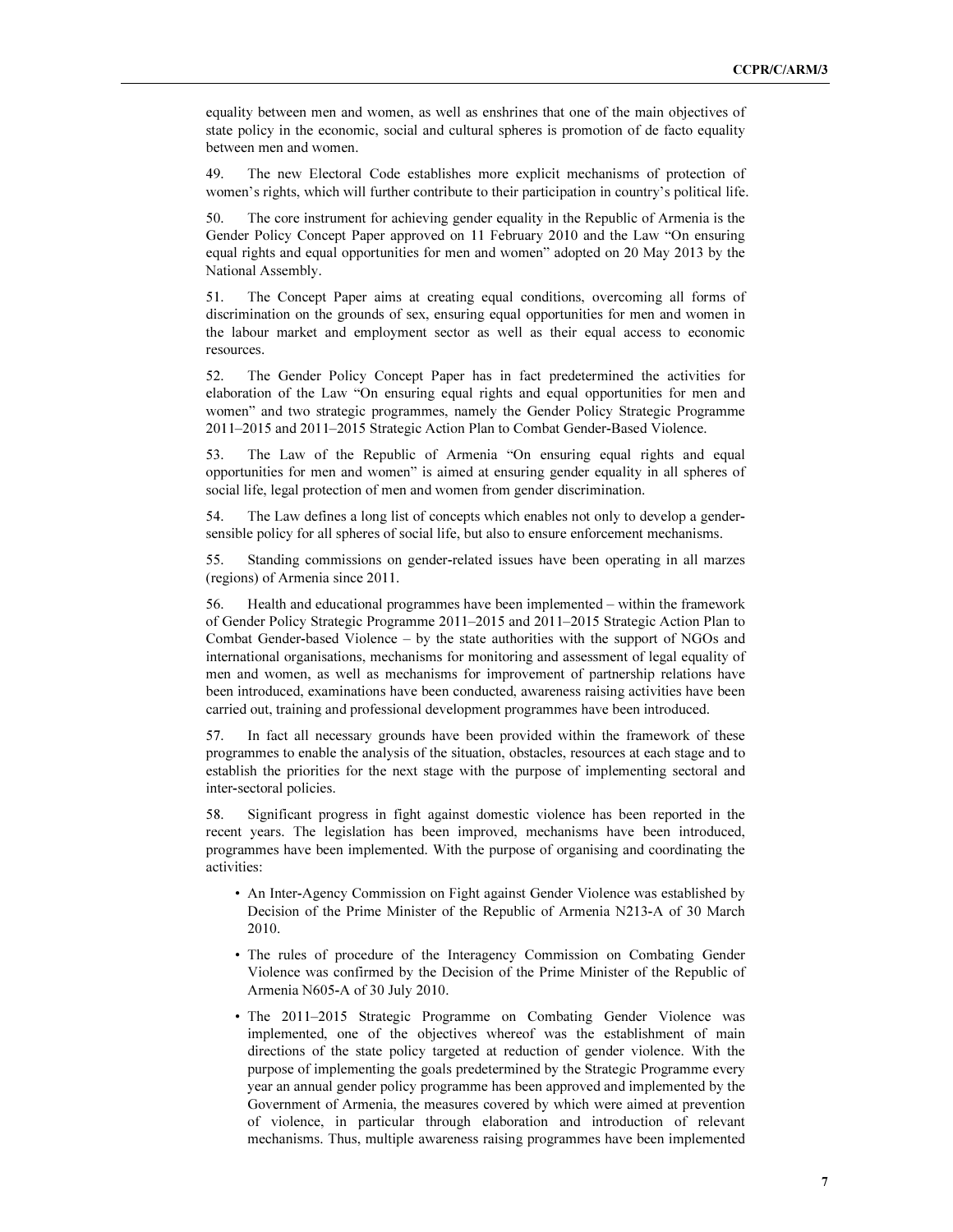equality between men and women, as well as enshrines that one of the main objectives of state policy in the economic, social and cultural spheres is promotion of de facto equality between men and women.

49. The new Electoral Code establishes more explicit mechanisms of protection of women's rights, which will further contribute to their participation in country's political life.

50. The core instrument for achieving gender equality in the Republic of Armenia is the Gender Policy Concept Paper approved on 11 February 2010 and the Law "On ensuring equal rights and equal opportunities for men and women" adopted on 20 May 2013 by the National Assembly.

51. The Concept Paper aims at creating equal conditions, overcoming all forms of discrimination on the grounds of sex, ensuring equal opportunities for men and women in the labour market and employment sector as well as their equal access to economic resources.

52. The Gender Policy Concept Paper has in fact predetermined the activities for elaboration of the Law "On ensuring equal rights and equal opportunities for men and women" and two strategic programmes, namely the Gender Policy Strategic Programme 2011–2015 and 2011–2015 Strategic Action Plan to Combat Gender-Based Violence.

53. The Law of the Republic of Armenia "On ensuring equal rights and equal opportunities for men and women" is aimed at ensuring gender equality in all spheres of social life, legal protection of men and women from gender discrimination.

54. The Law defines a long list of concepts which enables not only to develop a gender-sensible policy for all spheres of social life, but also to ensure enforcement mechanisms.

55. Standing commissions on gender-related issues have been operating in all marzes (regions) of Armenia since 2011.

56. Health and educational programmes have been implemented – within the framework of Gender Policy Strategic Programme 2011–2015 and 2011–2015 Strategic Action Plan to Combat Gender-based Violence – by the state authorities with the support of NGOs and international organisations, mechanisms for monitoring and assessment of legal equality of men and women, as well as mechanisms for improvement of partnership relations have been introduced, examinations have been conducted, awareness raising activities have been carried out, training and professional development programmes have been introduced.

57. In fact all necessary grounds have been provided within the framework of these programmes to enable the analysis of the situation, obstacles, resources at each stage and to establish the priorities for the next stage with the purpose of implementing sectoral and inter-sectoral policies.

58. Significant progress in fight against domestic violence has been reported in the recent years. The legislation has been improved, mechanisms have been introduced, programmes have been implemented. With the purpose of organising and coordinating the activities:

- An Inter-Agency Commission on Fight against Gender Violence was established by Decision of the Prime Minister of the Republic of Armenia N213-A of 30 March 2010.
- The rules of procedure of the Interagency Commission on Combating Gender Violence was confirmed by the Decision of the Prime Minister of the Republic of Armenia N605-A of 30 July 2010.
- The 2011–2015 Strategic Programme on Combating Gender Violence was implemented, one of the objectives whereof was the establishment of main directions of the state policy targeted at reduction of gender violence. With the purpose of implementing the goals predetermined by the Strategic Programme every year an annual gender policy programme has been approved and implemented by the Government of Armenia, the measures covered by which were aimed at prevention of violence, in particular through elaboration and introduction of relevant mechanisms. Thus, multiple awareness raising programmes have been implemented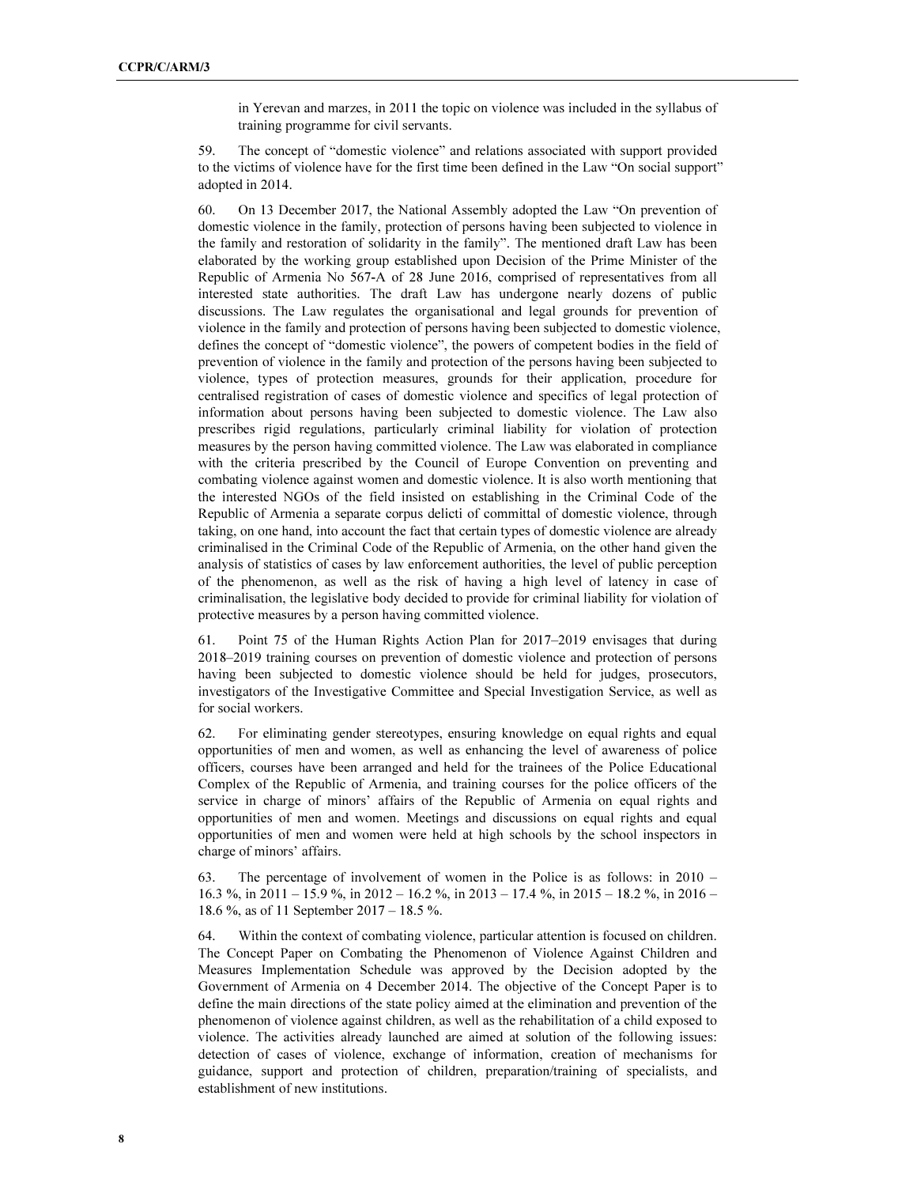in Yerevan and marzes, in 2011 the topic on violence was included in the syllabus of training programme for civil servants.

59. The concept of "domestic violence" and relations associated with support provided to the victims of violence have for the first time been defined in the Law "On social support" adopted in 2014.

60. On 13 December 2017, the National Assembly adopted the Law "On prevention of domestic violence in the family, protection of persons having been subjected to violence in the family and restoration of solidarity in the family". The mentioned draft Law has been elaborated by the working group established upon Decision of the Prime Minister of the Republic of Armenia No 567-A of 28 June 2016, comprised of representatives from all interested state authorities. The draft Law has undergone nearly dozens of public discussions. The Law regulates the organisational and legal grounds for prevention of violence in the family and protection of persons having been subjected to domestic violence, defines the concept of "domestic violence", the powers of competent bodies in the field of prevention of violence in the family and protection of the persons having been subjected to violence, types of protection measures, grounds for their application, procedure for centralised registration of cases of domestic violence and specifics of legal protection of information about persons having been subjected to domestic violence. The Law also prescribes rigid regulations, particularly criminal liability for violation of protection measures by the person having committed violence. The Law was elaborated in compliance with the criteria prescribed by the Council of Europe Convention on preventing and combating violence against women and domestic violence. It is also worth mentioning that the interested NGOs of the field insisted on establishing in the Criminal Code of the Republic of Armenia a separate corpus delicti of committal of domestic violence, through taking, on one hand, into account the fact that certain types of domestic violence are already criminalised in the Criminal Code of the Republic of Armenia, on the other hand given the analysis of statistics of cases by law enforcement authorities, the level of public perception of the phenomenon, as well as the risk of having a high level of latency in case of criminalisation, the legislative body decided to provide for criminal liability for violation of protective measures by a person having committed violence.

61. Point 75 of the Human Rights Action Plan for 2017–2019 envisages that during 2018–2019 training courses on prevention of domestic violence and protection of persons having been subjected to domestic violence should be held for judges, prosecutors, investigators of the Investigative Committee and Special Investigation Service, as well as for social workers.

62. For eliminating gender stereotypes, ensuring knowledge on equal rights and equal opportunities of men and women, as well as enhancing the level of awareness of police officers, courses have been arranged and held for the trainees of the Police Educational Complex of the Republic of Armenia, and training courses for the police officers of the service in charge of minors' affairs of the Republic of Armenia on equal rights and opportunities of men and women. Meetings and discussions on equal rights and equal opportunities of men and women were held at high schools by the school inspectors in charge of minors' affairs.

63. The percentage of involvement of women in the Police is as follows: in 2010 – 16.3 %, in 2011 – 15.9 %, in 2012 – 16.2 %, in 2013 – 17.4 %, in 2015 – 18.2 %, in 2016 – 18.6 %, as of 11 September 2017 – 18.5 %.

64. Within the context of combating violence, particular attention is focused on children. The Concept Paper on Combating the Phenomenon of Violence Against Children and Measures Implementation Schedule was approved by the Decision adopted by the Government of Armenia on 4 December 2014. The objective of the Concept Paper is to define the main directions of the state policy aimed at the elimination and prevention of the phenomenon of violence against children, as well as the rehabilitation of a child exposed to violence. The activities already launched are aimed at solution of the following issues: detection of cases of violence, exchange of information, creation of mechanisms for guidance, support and protection of children, preparation/training of specialists, and establishment of new institutions.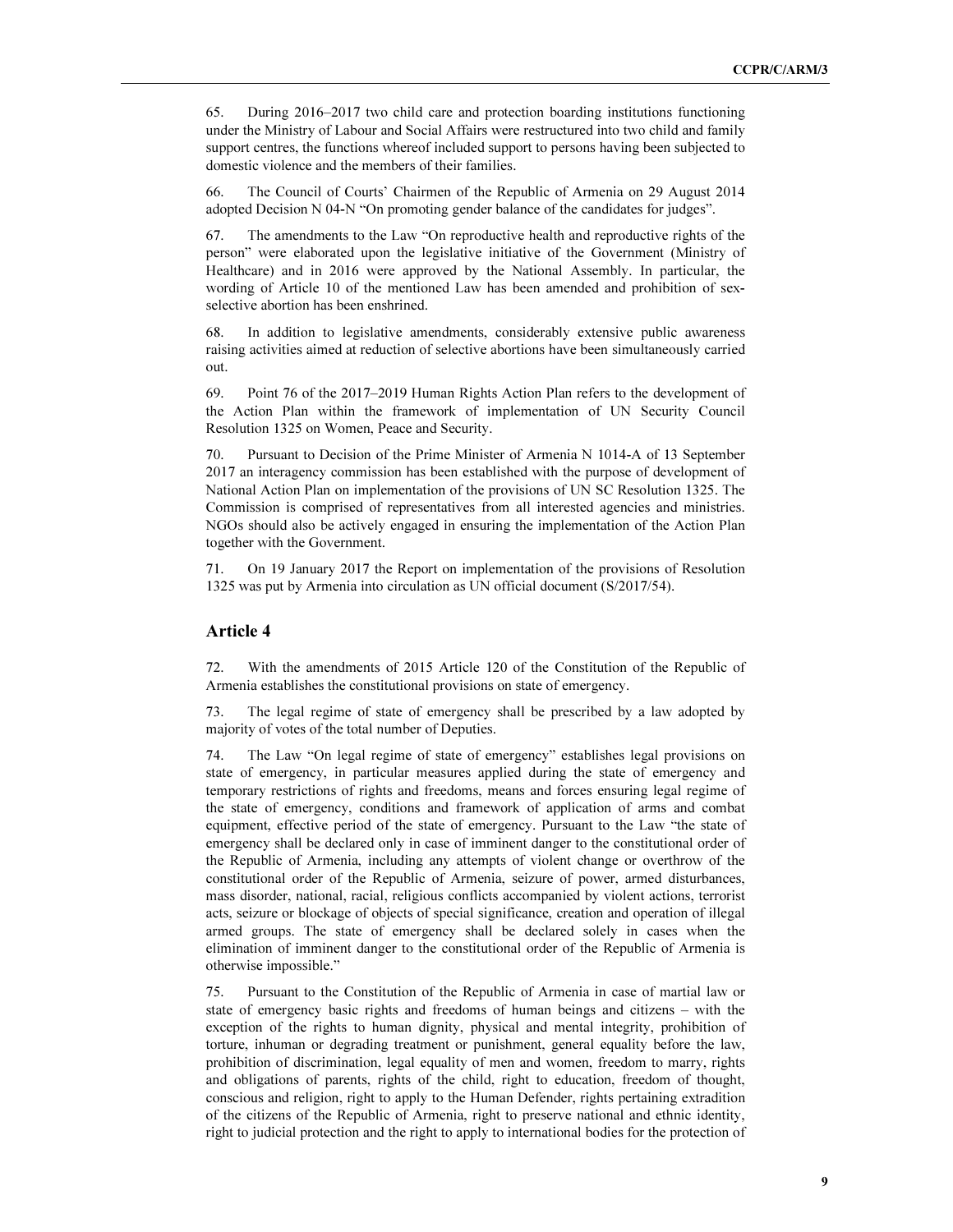65. During 2016–2017 two child care and protection boarding institutions functioning under the Ministry of Labour and Social Affairs were restructured into two child and family support centres, the functions whereof included support to persons having been subjected to domestic violence and the members of their families.

66. The Council of Courts' Chairmen of the Republic of Armenia on 29 August 2014 adopted Decision N 04-N "On promoting gender balance of the candidates for judges".

67. The amendments to the Law "On reproductive health and reproductive rights of the person" were elaborated upon the legislative initiative of the Government (Ministry of Healthcare) and in 2016 were approved by the National Assembly. In particular, the wording of Article 10 of the mentioned Law has been amended and prohibition of sex-selective abortion has been enshrined.

68. In addition to legislative amendments, considerably extensive public awareness raising activities aimed at reduction of selective abortions have been simultaneously carried out.

69. Point 76 of the 2017–2019 Human Rights Action Plan refers to the development of the Action Plan within the framework of implementation of UN Security Council Resolution 1325 on Women, Peace and Security.

70. Pursuant to Decision of the Prime Minister of Armenia N 1014-A of 13 September 2017 an interagency commission has been established with the purpose of development of National Action Plan on implementation of the provisions of UN SC Resolution 1325. The Commission is comprised of representatives from all interested agencies and ministries. NGOs should also be actively engaged in ensuring the implementation of the Action Plan together with the Government.

71. On 19 January 2017 the Report on implementation of the provisions of Resolution 1325 was put by Armenia into circulation as UN official document (S/2017/54).

## Article 4

72. With the amendments of 2015 Article 120 of the Constitution of the Republic of Armenia establishes the constitutional provisions on state of emergency.

73. The legal regime of state of emergency shall be prescribed by a law adopted by majority of votes of the total number of Deputies.

74. The Law "On legal regime of state of emergency" establishes legal provisions on state of emergency, in particular measures applied during the state of emergency and temporary restrictions of rights and freedoms, means and forces ensuring legal regime of the state of emergency, conditions and framework of application of arms and combat equipment, effective period of the state of emergency. Pursuant to the Law "the state of emergency shall be declared only in case of imminent danger to the constitutional order of the Republic of Armenia, including any attempts of violent change or overthrow of the constitutional order of the Republic of Armenia, seizure of power, armed disturbances, mass disorder, national, racial, religious conflicts accompanied by violent actions, terrorist acts, seizure or blockage of objects of special significance, creation and operation of illegal armed groups. The state of emergency shall be declared solely in cases when the elimination of imminent danger to the constitutional order of the Republic of Armenia is otherwise impossible."

75. Pursuant to the Constitution of the Republic of Armenia in case of martial law or state of emergency basic rights and freedoms of human beings and citizens – with the exception of the rights to human dignity, physical and mental integrity, prohibition of torture, inhuman or degrading treatment or punishment, general equality before the law, prohibition of discrimination, legal equality of men and women, freedom to marry, rights and obligations of parents, rights of the child, right to education, freedom of thought, conscious and religion, right to apply to the Human Defender, rights pertaining extradition of the citizens of the Republic of Armenia, right to preserve national and ethnic identity, right to judicial protection and the right to apply to international bodies for the protection of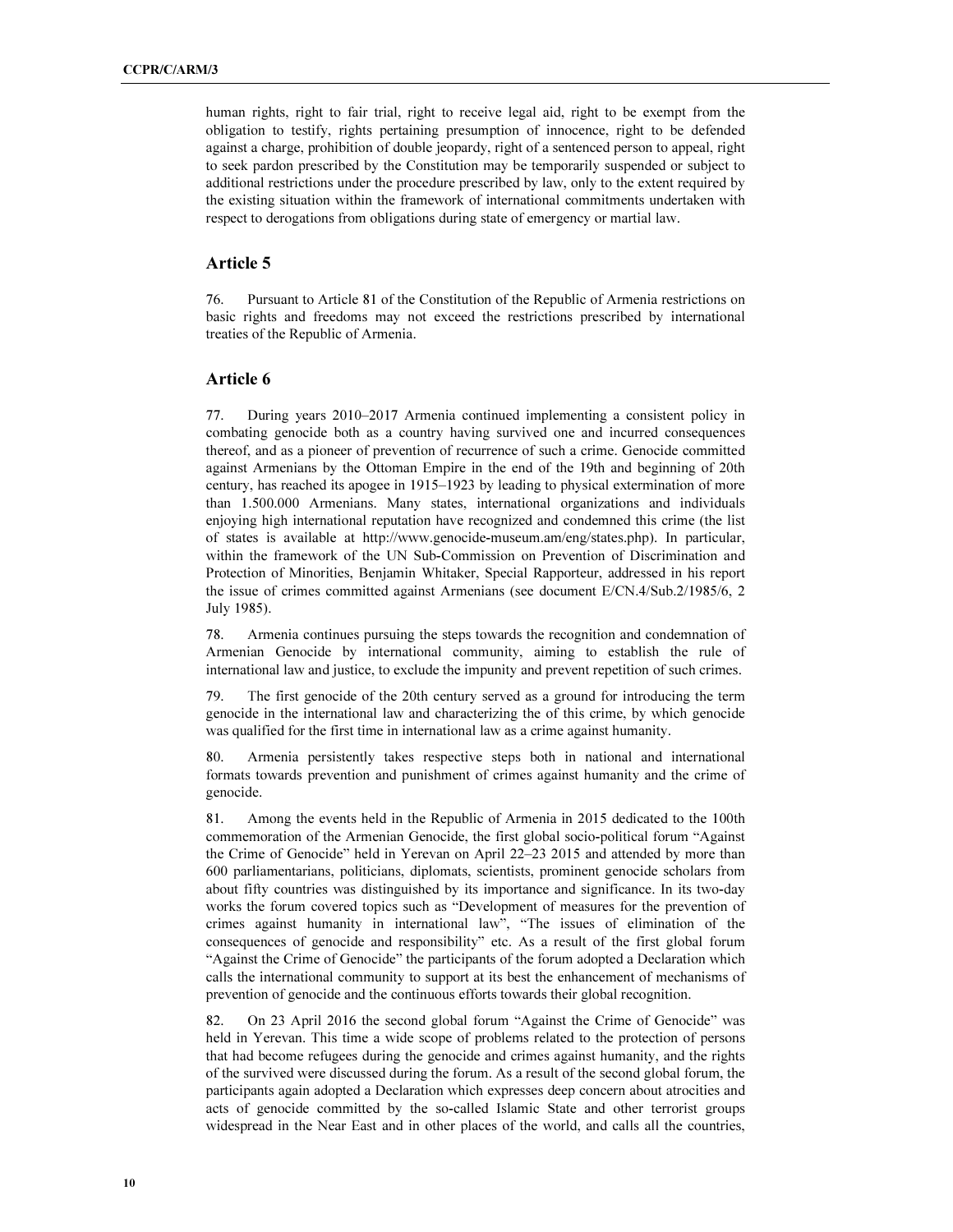human rights, right to fair trial, right to receive legal aid, right to be exempt from the obligation to testify, rights pertaining presumption of innocence, right to be defended against a charge, prohibition of double jeopardy, right of a sentenced person to appeal, right to seek pardon prescribed by the Constitution may be temporarily suspended or subject to additional restrictions under the procedure prescribed by law, only to the extent required by the existing situation within the framework of international commitments undertaken with respect to derogations from obligations during state of emergency or martial law.

## Article 5

76. Pursuant to Article 81 of the Constitution of the Republic of Armenia restrictions on basic rights and freedoms may not exceed the restrictions prescribed by international treaties of the Republic of Armenia.

## Article 6

77. During years 2010–2017 Armenia continued implementing a consistent policy in combating genocide both as a country having survived one and incurred consequences thereof, and as a pioneer of prevention of recurrence of such a crime. Genocide committed against Armenians by the Ottoman Empire in the end of the 19th and beginning of 20th century, has reached its apogee in 1915–1923 by leading to physical extermination of more than 1.500.000 Armenians. Many states, international organizations and individuals enjoying high international reputation have recognized and condemned this crime (the list of states is available at http://www.genocide-museum.am/eng/states.php). In particular, within the framework of the UN Sub-Commission on Prevention of Discrimination and Protection of Minorities, Benjamin Whitaker, Special Rapporteur, addressed in his report the issue of crimes committed against Armenians (see document E/CN.4/Sub.2/1985/6, 2 July 1985).

78. Armenia continues pursuing the steps towards the recognition and condemnation of Armenian Genocide by international community, aiming to establish the rule of international law and justice, to exclude the impunity and prevent repetition of such crimes.

79. The first genocide of the 20th century served as a ground for introducing the term genocide in the international law and characterizing the of this crime, by which genocide was qualified for the first time in international law as a crime against humanity.

80. Armenia persistently takes respective steps both in national and international formats towards prevention and punishment of crimes against humanity and the crime of genocide.

81. Among the events held in the Republic of Armenia in 2015 dedicated to the 100th commemoration of the Armenian Genocide, the first global socio-political forum "Against the Crime of Genocide" held in Yerevan on April 22–23 2015 and attended by more than 600 parliamentarians, politicians, diplomats, scientists, prominent genocide scholars from about fifty countries was distinguished by its importance and significance. In its two-day works the forum covered topics such as "Development of measures for the prevention of crimes against humanity in international law", "The issues of elimination of the consequences of genocide and responsibility" etc. As a result of the first global forum "Against the Crime of Genocide" the participants of the forum adopted a Declaration which calls the international community to support at its best the enhancement of mechanisms of prevention of genocide and the continuous efforts towards their global recognition.

82. On 23 April 2016 the second global forum "Against the Crime of Genocide" was held in Yerevan. This time a wide scope of problems related to the protection of persons that had become refugees during the genocide and crimes against humanity, and the rights of the survived were discussed during the forum. As a result of the second global forum, the participants again adopted a Declaration which expresses deep concern about atrocities and acts of genocide committed by the so-called Islamic State and other terrorist groups widespread in the Near East and in other places of the world, and calls all the countries,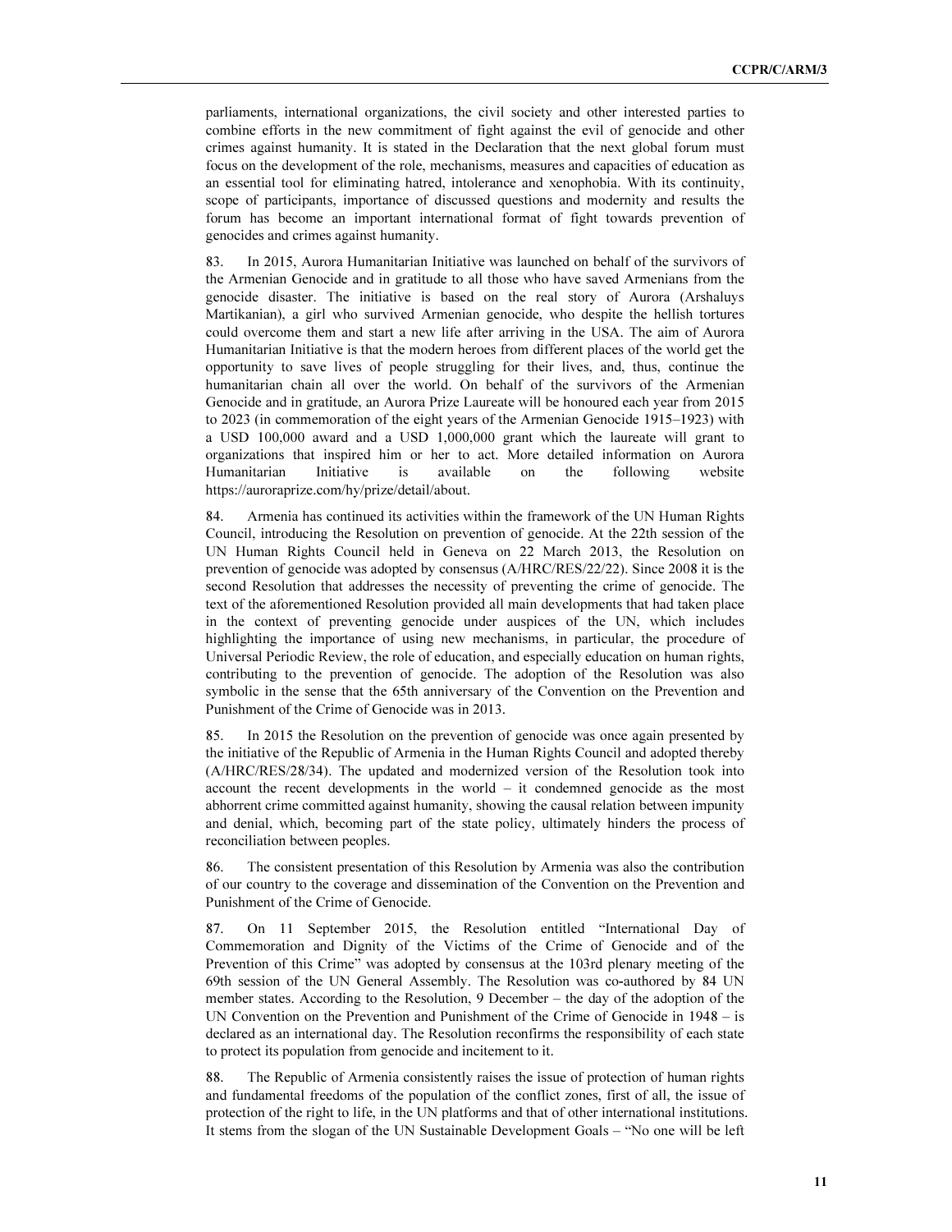parliaments, international organizations, the civil society and other interested parties to combine efforts in the new commitment of fight against the evil of genocide and other crimes against humanity. It is stated in the Declaration that the next global forum must focus on the development of the role, mechanisms, measures and capacities of education as an essential tool for eliminating hatred, intolerance and xenophobia. With its continuity, scope of participants, importance of discussed questions and modernity and results the forum has become an important international format of fight towards prevention of genocides and crimes against humanity.

83. In 2015, Aurora Humanitarian Initiative was launched on behalf of the survivors of the Armenian Genocide and in gratitude to all those who have saved Armenians from the genocide disaster. The initiative is based on the real story of Aurora (Arshaluys Martikanian), a girl who survived Armenian genocide, who despite the hellish tortures could overcome them and start a new life after arriving in the USA. The aim of Aurora Humanitarian Initiative is that the modern heroes from different places of the world get the opportunity to save lives of people struggling for their lives, and, thus, continue the humanitarian chain all over the world. On behalf of the survivors of the Armenian Genocide and in gratitude, an Aurora Prize Laureate will be honoured each year from 2015 to 2023 (in commemoration of the eight years of the Armenian Genocide 1915–1923) with a USD 100,000 award and a USD 1,000,000 grant which the laureate will grant to organizations that inspired him or her to act. More detailed information on Aurora Humanitarian Initiative is available on the following website https://auroraprize.com/hy/prize/detail/about.

84. Armenia has continued its activities within the framework of the UN Human Rights Council, introducing the Resolution on prevention of genocide. At the 22th session of the UN Human Rights Council held in Geneva on 22 March 2013, the Resolution on prevention of genocide was adopted by consensus (A/HRC/RES/22/22). Since 2008 it is the second Resolution that addresses the necessity of preventing the crime of genocide. The text of the aforementioned Resolution provided all main developments that had taken place in the context of preventing genocide under auspices of the UN, which includes highlighting the importance of using new mechanisms, in particular, the procedure of Universal Periodic Review, the role of education, and especially education on human rights, contributing to the prevention of genocide. The adoption of the Resolution was also symbolic in the sense that the 65th anniversary of the Convention on the Prevention and Punishment of the Crime of Genocide was in 2013.

85. In 2015 the Resolution on the prevention of genocide was once again presented by the initiative of the Republic of Armenia in the Human Rights Council and adopted thereby (A/HRC/RES/28/34). The updated and modernized version of the Resolution took into account the recent developments in the world – it condemned genocide as the most abhorrent crime committed against humanity, showing the causal relation between impunity and denial, which, becoming part of the state policy, ultimately hinders the process of reconciliation between peoples.

86. The consistent presentation of this Resolution by Armenia was also the contribution of our country to the coverage and dissemination of the Convention on the Prevention and Punishment of the Crime of Genocide.

87. On 11 September 2015, the Resolution entitled "International Day of Commemoration and Dignity of the Victims of the Crime of Genocide and of the Prevention of this Crime" was adopted by consensus at the 103rd plenary meeting of the 69th session of the UN General Assembly. The Resolution was co-authored by 84 UN member states. According to the Resolution, 9 December – the day of the adoption of the UN Convention on the Prevention and Punishment of the Crime of Genocide in 1948 – is declared as an international day. The Resolution reconfirms the responsibility of each state to protect its population from genocide and incitement to it.

88. The Republic of Armenia consistently raises the issue of protection of human rights and fundamental freedoms of the population of the conflict zones, first of all, the issue of protection of the right to life, in the UN platforms and that of other international institutions. It stems from the slogan of the UN Sustainable Development Goals – "No one will be left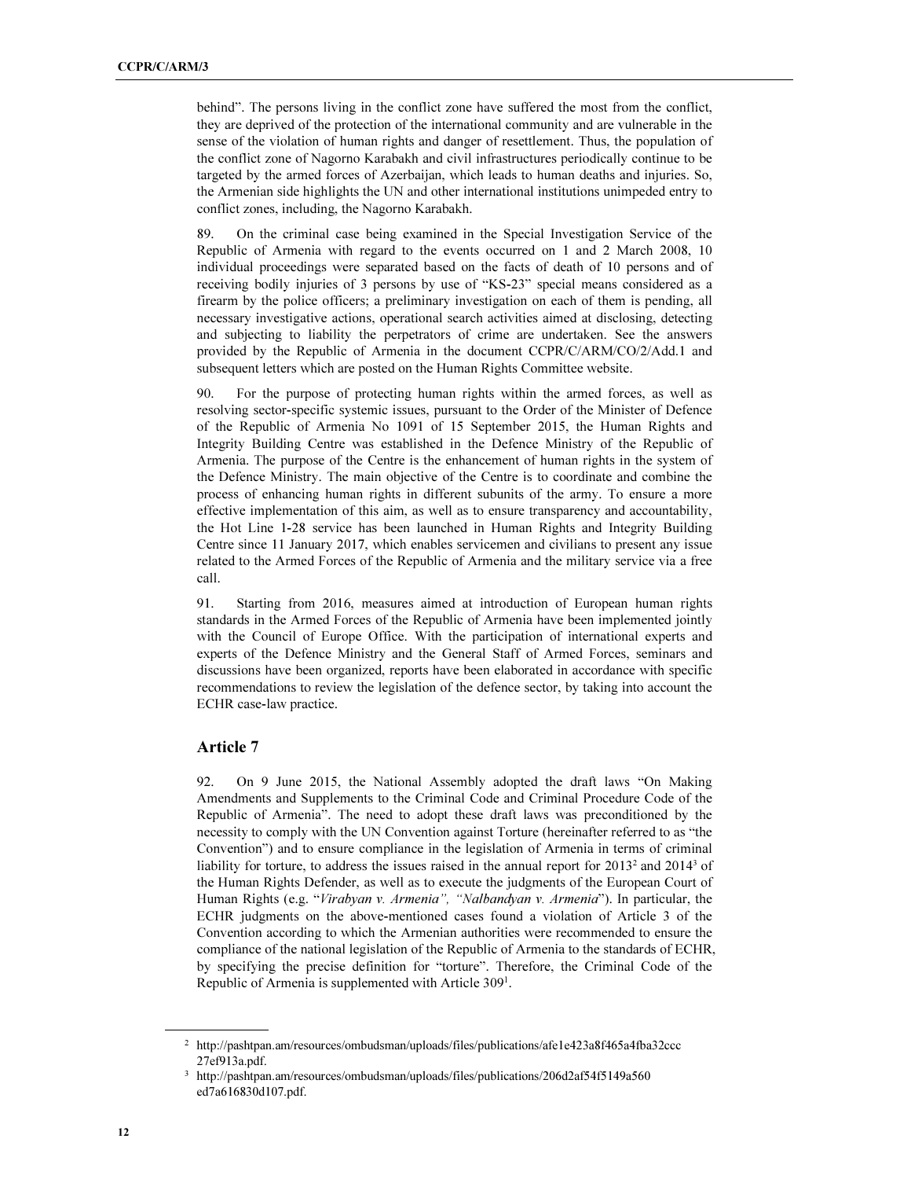behind". The persons living in the conflict zone have suffered the most from the conflict, they are deprived of the protection of the international community and are vulnerable in the sense of the violation of human rights and danger of resettlement. Thus, the population of the conflict zone of Nagorno Karabakh and civil infrastructures periodically continue to be targeted by the armed forces of Azerbaijan, which leads to human deaths and injuries. So, the Armenian side highlights the UN and other international institutions unimpeded entry to conflict zones, including, the Nagorno Karabakh.

89. On the criminal case being examined in the Special Investigation Service of the Republic of Armenia with regard to the events occurred on 1 and 2 March 2008, 10 individual proceedings were separated based on the facts of death of 10 persons and of receiving bodily injuries of 3 persons by use of "KS-23" special means considered as a firearm by the police officers; a preliminary investigation on each of them is pending, all necessary investigative actions, operational search activities aimed at disclosing, detecting and subjecting to liability the perpetrators of crime are undertaken. See the answers provided by the Republic of Armenia in the document CCPR/C/ARM/CO/2/Add.1 and subsequent letters which are posted on the Human Rights Committee website.

90. For the purpose of protecting human rights within the armed forces, as well as resolving sector-specific systemic issues, pursuant to the Order of the Minister of Defence of the Republic of Armenia No 1091 of 15 September 2015, the Human Rights and Integrity Building Centre was established in the Defence Ministry of the Republic of Armenia. The purpose of the Centre is the enhancement of human rights in the system of the Defence Ministry. The main objective of the Centre is to coordinate and combine the process of enhancing human rights in different subunits of the army. To ensure a more effective implementation of this aim, as well as to ensure transparency and accountability, the Hot Line 1-28 service has been launched in Human Rights and Integrity Building Centre since 11 January 2017, which enables servicemen and civilians to present any issue related to the Armed Forces of the Republic of Armenia and the military service via a free call.

91. Starting from 2016, measures aimed at introduction of European human rights standards in the Armed Forces of the Republic of Armenia have been implemented jointly with the Council of Europe Office. With the participation of international experts and experts of the Defence Ministry and the General Staff of Armed Forces, seminars and discussions have been organized, reports have been elaborated in accordance with specific recommendations to review the legislation of the defence sector, by taking into account the ECHR case-law practice.

## Article 7

92. On 9 June 2015, the National Assembly adopted the draft laws "On Making Amendments and Supplements to the Criminal Code and Criminal Procedure Code of the Republic of Armenia". The need to adopt these draft laws was preconditioned by the necessity to comply with the UN Convention against Torture (hereinafter referred to as "the Convention") and to ensure compliance in the legislation of Armenia in terms of criminal liability for torture, to address the issues raised in the annual report for 2013[2] and 2014[3] of the Human Rights Defender, as well as to execute the judgments of the European Court of Human Rights (e.g. "*Virabyan v. Armenia*", "*Nalbandyan v. Armenia*"). In particular, the ECHR judgments on the above-mentioned cases found a violation of Article 3 of the Convention according to which the Armenian authorities were recommended to ensure the compliance of the national legislation of the Republic of Armenia to the standards of ECHR, by specifying the precise definition for "torture". Therefore, the Criminal Code of the Republic of Armenia is supplemented with Article 309[1].

---

[2] http://pashtpan.am/resources/ombudsman/uploads/files/publications/afe1e423a8f465a4fba32ccc27ef913a.pdf.

[3] http://pashtpan.am/resources/ombudsman/uploads/files/publications/206d2af54f5149a560ed7a616830d107.pdf.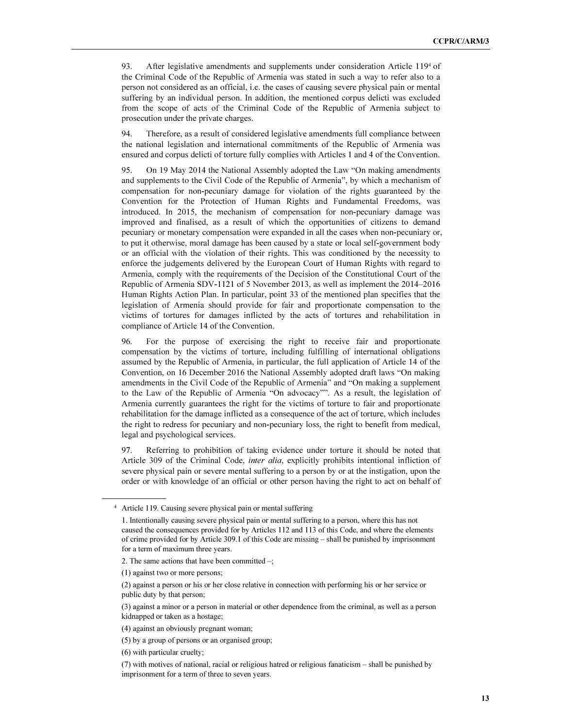93. After legislative amendments and supplements under consideration Article 119[4] of the Criminal Code of the Republic of Armenia was stated in such a way to refer also to a person not considered as an official, i.e. the cases of causing severe physical pain or mental suffering by an individual person. In addition, the mentioned corpus delicti was excluded from the scope of acts of the Criminal Code of the Republic of Armenia subject to prosecution under the private charges.

94. Therefore, as a result of considered legislative amendments full compliance between the national legislation and international commitments of the Republic of Armenia was ensured and corpus delicti of torture fully complies with Articles 1 and 4 of the Convention.

95. On 19 May 2014 the National Assembly adopted the Law "On making amendments and supplements to the Civil Code of the Republic of Armenia", by which a mechanism of compensation for non-pecuniary damage for violation of the rights guaranteed by the Convention for the Protection of Human Rights and Fundamental Freedoms, was introduced. In 2015, the mechanism of compensation for non-pecuniary damage was improved and finalised, as a result of which the opportunities of citizens to demand pecuniary or monetary compensation were expanded in all the cases when non-pecuniary or, to put it otherwise, moral damage has been caused by a state or local self-government body or an official with the violation of their rights. This was conditioned by the necessity to enforce the judgements delivered by the European Court of Human Rights with regard to Armenia, comply with the requirements of the Decision of the Constitutional Court of the Republic of Armenia SDV-1121 of 5 November 2013, as well as implement the 2014–2016 Human Rights Action Plan. In particular, point 33 of the mentioned plan specifies that the legislation of Armenia should provide for fair and proportionate compensation to the victims of tortures for damages inflicted by the acts of tortures and rehabilitation in compliance of Article 14 of the Convention.

96. For the purpose of exercising the right to receive fair and proportionate compensation by the victims of torture, including fulfilling of international obligations assumed by the Republic of Armenia, in particular, the full application of Article 14 of the Convention, on 16 December 2016 the National Assembly adopted draft laws "On making amendments in the Civil Code of the Republic of Armenia" and "On making a supplement to the Law of the Republic of Armenia "On advocacy"". As a result, the legislation of Armenia currently guarantees the right for the victims of torture to fair and proportionate rehabilitation for the damage inflicted as a consequence of the act of torture, which includes the right to redress for pecuniary and non-pecuniary loss, the right to benefit from medical, legal and psychological services.

97. Referring to prohibition of taking evidence under torture it should be noted that Article 309 of the Criminal Code, *inter alia*, explicitly prohibits intentional infliction of severe physical pain or severe mental suffering to a person by or at the instigation, upon the order or with knowledge of an official or other person having the right to act on behalf of

---

[4] Article 119. Causing severe physical pain or mental suffering

1. Intentionally causing severe physical pain or mental suffering to a person, where this has not caused the consequences provided for by Articles 112 and 113 of this Code, and where the elements of crime provided for by Article 309.1 of this Code are missing – shall be punished by imprisonment for a term of maximum three years.

2. The same actions that have been committed –;

(1) against two or more persons;

(2) against a person or his or her close relative in connection with performing his or her service or public duty by that person;

(3) against a minor or a person in material or other dependence from the criminal, as well as a person kidnapped or taken as a hostage;

(4) against an obviously pregnant woman;

(5) by a group of persons or an organised group;

(6) with particular cruelty;

(7) with motives of national, racial or religious hatred or religious fanaticism – shall be punished by imprisonment for a term of three to seven years.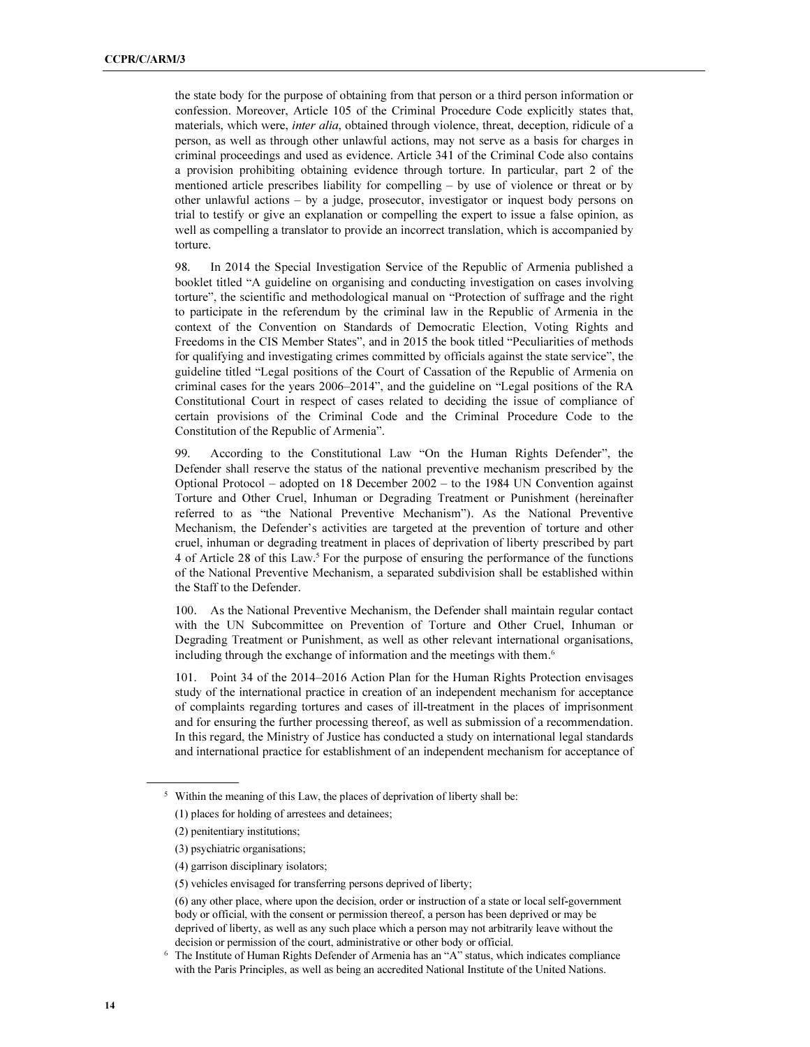the state body for the purpose of obtaining from that person or a third person information or confession. Moreover, Article 105 of the Criminal Procedure Code explicitly states that, materials, which were, *inter alia*, obtained through violence, threat, deception, ridicule of a person, as well as through other unlawful actions, may not serve as a basis for charges in criminal proceedings and used as evidence. Article 341 of the Criminal Code also contains a provision prohibiting obtaining evidence through torture. In particular, part 2 of the mentioned article prescribes liability for compelling – by use of violence or threat or by other unlawful actions – by a judge, prosecutor, investigator or inquest body persons on trial to testify or give an explanation or compelling the expert to issue a false opinion, as well as compelling a translator to provide an incorrect translation, which is accompanied by torture.

98. In 2014 the Special Investigation Service of the Republic of Armenia published a booklet titled "A guideline on organising and conducting investigation on cases involving torture", the scientific and methodological manual on "Protection of suffrage and the right to participate in the referendum by the criminal law in the Republic of Armenia in the context of the Convention on Standards of Democratic Election, Voting Rights and Freedoms in the CIS Member States", and in 2015 the book titled "Peculiarities of methods for qualifying and investigating crimes committed by officials against the state service", the guideline titled "Legal positions of the Court of Cassation of the Republic of Armenia on criminal cases for the years 2006–2014", and the guideline on "Legal positions of the RA Constitutional Court in respect of cases related to deciding the issue of compliance of certain provisions of the Criminal Code and the Criminal Procedure Code to the Constitution of the Republic of Armenia".

99. According to the Constitutional Law "On the Human Rights Defender", the Defender shall reserve the status of the national preventive mechanism prescribed by the Optional Protocol – adopted on 18 December 2002 – to the 1984 UN Convention against Torture and Other Cruel, Inhuman or Degrading Treatment or Punishment (hereinafter referred to as "the National Preventive Mechanism"). As the National Preventive Mechanism, the Defender's activities are targeted at the prevention of torture and other cruel, inhuman or degrading treatment in places of deprivation of liberty prescribed by part 4 of Article 28 of this Law.[5] For the purpose of ensuring the performance of the functions of the National Preventive Mechanism, a separated subdivision shall be established within the Staff to the Defender.

100. As the National Preventive Mechanism, the Defender shall maintain regular contact with the UN Subcommittee on Prevention of Torture and Other Cruel, Inhuman or Degrading Treatment or Punishment, as well as other relevant international organisations, including through the exchange of information and the meetings with them.[6]

101. Point 34 of the 2014–2016 Action Plan for the Human Rights Protection envisages study of the international practice in creation of an independent mechanism for acceptance of complaints regarding tortures and cases of ill-treatment in the places of imprisonment and for ensuring the further processing thereof, as well as submission of a recommendation. In this regard, the Ministry of Justice has conducted a study on international legal standards and international practice for establishment of an independent mechanism for acceptance of

---

[5] Within the meaning of this Law, the places of deprivation of liberty shall be:

(1) places for holding of arrestees and detainees;

(2) penitentiary institutions;

(3) psychiatric organisations;

(4) garrison disciplinary isolators;

(5) vehicles envisaged for transferring persons deprived of liberty;

(6) any other place, where upon the decision, order or instruction of a state or local self-government body or official, with the consent or permission thereof, a person has been deprived or may be deprived of liberty, as well as any such place which a person may not arbitrarily leave without the decision or permission of the court, administrative or other body or official.

[6] The Institute of Human Rights Defender of Armenia has an "A" status, which indicates compliance with the Paris Principles, as well as being an accredited National Institute of the United Nations.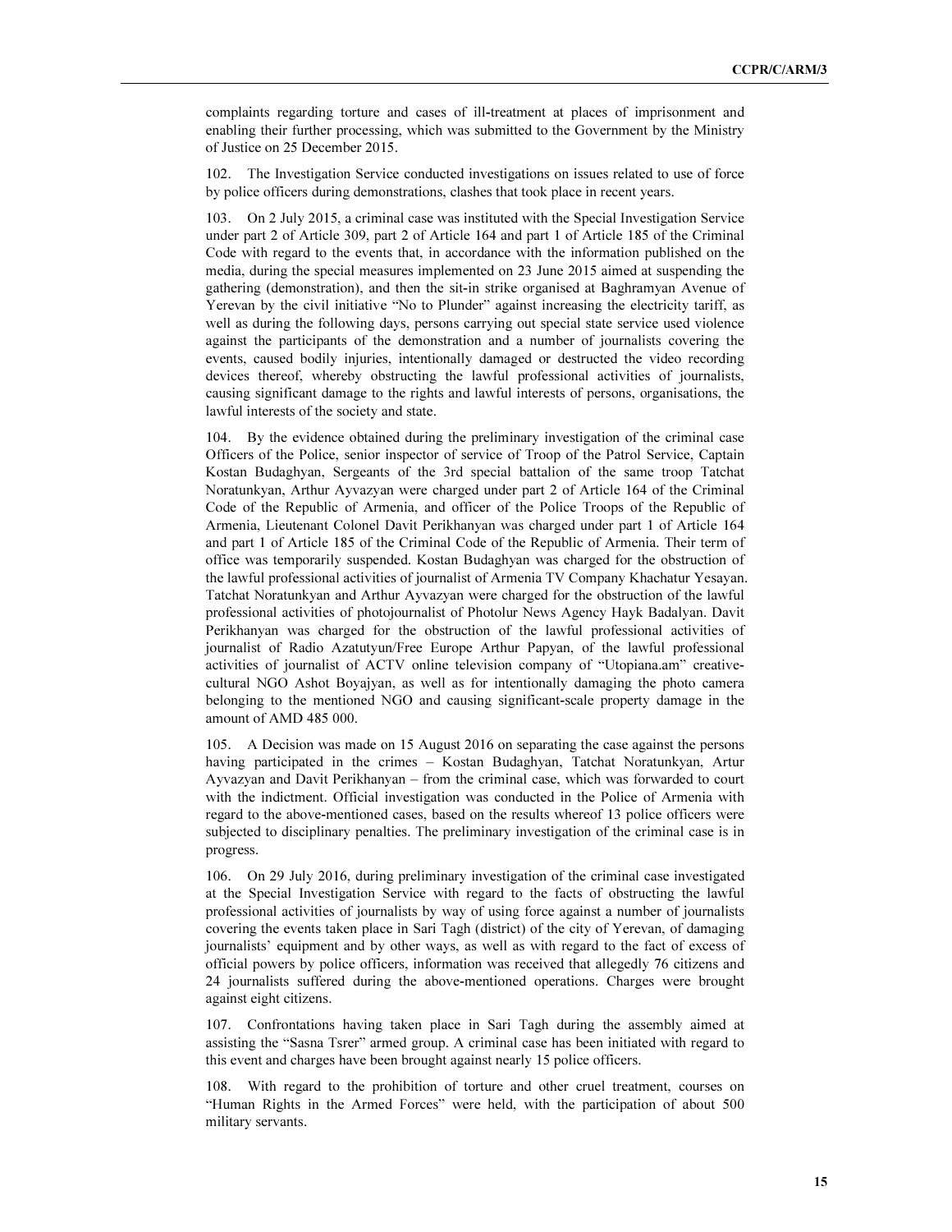complaints regarding torture and cases of ill-treatment at places of imprisonment and enabling their further processing, which was submitted to the Government by the Ministry of Justice on 25 December 2015.

102. The Investigation Service conducted investigations on issues related to use of force by police officers during demonstrations, clashes that took place in recent years.

103. On 2 July 2015, a criminal case was instituted with the Special Investigation Service under part 2 of Article 309, part 2 of Article 164 and part 1 of Article 185 of the Criminal Code with regard to the events that, in accordance with the information published on the media, during the special measures implemented on 23 June 2015 aimed at suspending the gathering (demonstration), and then the sit-in strike organised at Baghramyan Avenue of Yerevan by the civil initiative "No to Plunder" against increasing the electricity tariff, as well as during the following days, persons carrying out special state service used violence against the participants of the demonstration and a number of journalists covering the events, caused bodily injuries, intentionally damaged or destructed the video recording devices thereof, whereby obstructing the lawful professional activities of journalists, causing significant damage to the rights and lawful interests of persons, organisations, the lawful interests of the society and state.

104. By the evidence obtained during the preliminary investigation of the criminal case Officers of the Police, senior inspector of service of Troop of the Patrol Service, Captain Kostan Budaghyan, Sergeants of the 3rd special battalion of the same troop Tatchat Noratunkyan, Arthur Ayvazyan were charged under part 2 of Article 164 of the Criminal Code of the Republic of Armenia, and officer of the Police Troops of the Republic of Armenia, Lieutenant Colonel Davit Perikhanyan was charged under part 1 of Article 164 and part 1 of Article 185 of the Criminal Code of the Republic of Armenia. Their term of office was temporarily suspended. Kostan Budaghyan was charged for the obstruction of the lawful professional activities of journalist of Armenia TV Company Khachatur Yesayan. Tatchat Noratunkyan and Arthur Ayvazyan were charged for the obstruction of the lawful professional activities of photojournalist of Photolur News Agency Hayk Badalyan. Davit Perikhanyan was charged for the obstruction of the lawful professional activities of journalist of Radio Azatutyun/Free Europe Arthur Papyan, of the lawful professional activities of journalist of ACTV online television company of "Utopiana.am" creative-cultural NGO Ashot Boyajyan, as well as for intentionally damaging the photo camera belonging to the mentioned NGO and causing significant-scale property damage in the amount of AMD 485 000.

105. A Decision was made on 15 August 2016 on separating the case against the persons having participated in the crimes – Kostan Budaghyan, Tatchat Noratunkyan, Artur Ayvazyan and Davit Perikhanyan – from the criminal case, which was forwarded to court with the indictment. Official investigation was conducted in the Police of Armenia with regard to the above-mentioned cases, based on the results whereof 13 police officers were subjected to disciplinary penalties. The preliminary investigation of the criminal case is in progress.

106. On 29 July 2016, during preliminary investigation of the criminal case investigated at the Special Investigation Service with regard to the facts of obstructing the lawful professional activities of journalists by way of using force against a number of journalists covering the events taken place in Sari Tagh (district) of the city of Yerevan, of damaging journalists' equipment and by other ways, as well as with regard to the fact of excess of official powers by police officers, information was received that allegedly 76 citizens and 24 journalists suffered during the above-mentioned operations. Charges were brought against eight citizens.

107. Confrontations having taken place in Sari Tagh during the assembly aimed at assisting the "Sasna Tsrer" armed group. A criminal case has been initiated with regard to this event and charges have been brought against nearly 15 police officers.

108. With regard to the prohibition of torture and other cruel treatment, courses on "Human Rights in the Armed Forces" were held, with the participation of about 500 military servants.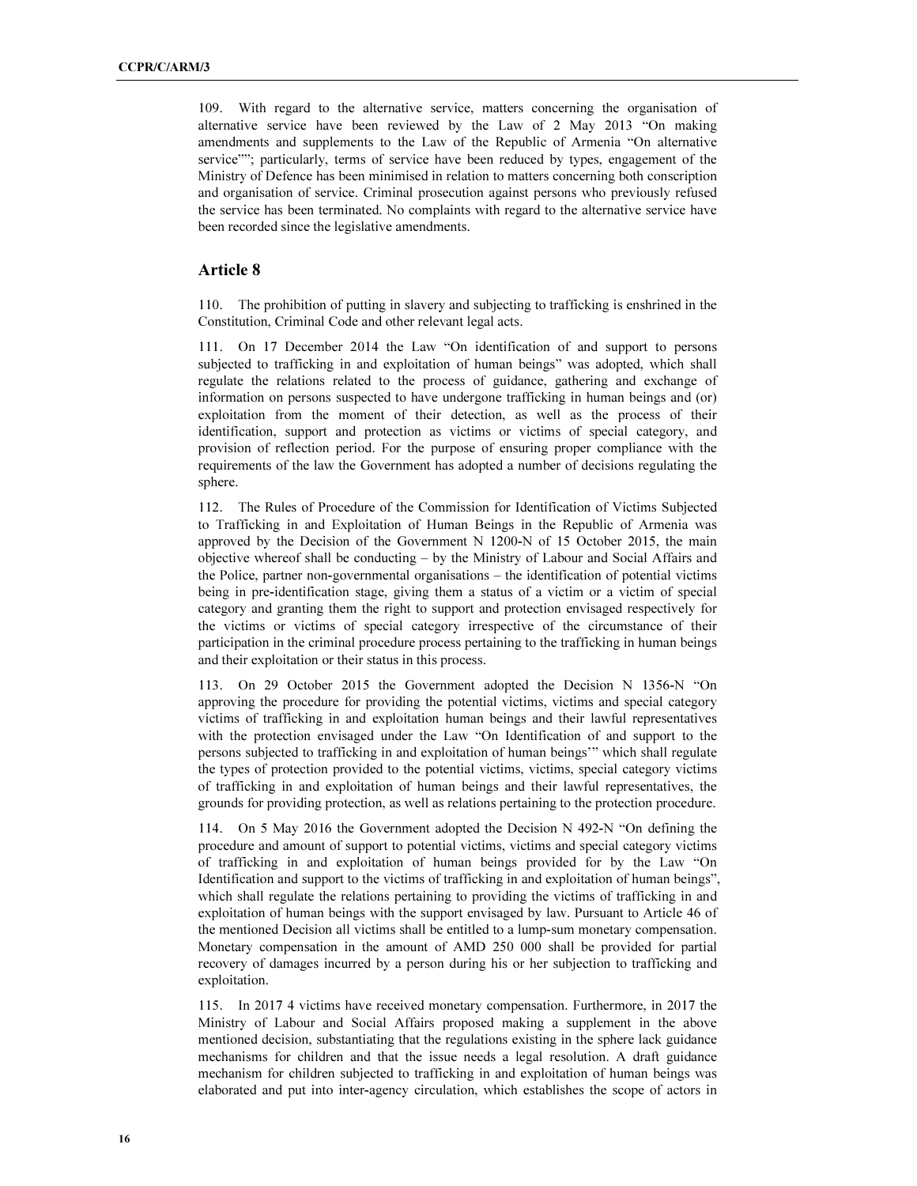109. With regard to the alternative service, matters concerning the organisation of alternative service have been reviewed by the Law of 2 May 2013 "On making amendments and supplements to the Law of the Republic of Armenia "On alternative service""; particularly, terms of service have been reduced by types, engagement of the Ministry of Defence has been minimised in relation to matters concerning both conscription and organisation of service. Criminal prosecution against persons who previously refused the service has been terminated. No complaints with regard to the alternative service have been recorded since the legislative amendments.

## Article 8

110. The prohibition of putting in slavery and subjecting to trafficking is enshrined in the Constitution, Criminal Code and other relevant legal acts.

111. On 17 December 2014 the Law "On identification of and support to persons subjected to trafficking in and exploitation of human beings" was adopted, which shall regulate the relations related to the process of guidance, gathering and exchange of information on persons suspected to have undergone trafficking in human beings and (or) exploitation from the moment of their detection, as well as the process of their identification, support and protection as victims or victims of special category, and provision of reflection period. For the purpose of ensuring proper compliance with the requirements of the law the Government has adopted a number of decisions regulating the sphere.

112. The Rules of Procedure of the Commission for Identification of Victims Subjected to Trafficking in and Exploitation of Human Beings in the Republic of Armenia was approved by the Decision of the Government N 1200-N of 15 October 2015, the main objective whereof shall be conducting – by the Ministry of Labour and Social Affairs and the Police, partner non-governmental organisations – the identification of potential victims being in pre-identification stage, giving them a status of a victim or a victim of special category and granting them the right to support and protection envisaged respectively for the victims or victims of special category irrespective of the circumstance of their participation in the criminal procedure process pertaining to the trafficking in human beings and their exploitation or their status in this process.

113. On 29 October 2015 the Government adopted the Decision N 1356-N "On approving the procedure for providing the potential victims, victims and special category victims of trafficking in and exploitation human beings and their lawful representatives with the protection envisaged under the Law "On Identification of and support to the persons subjected to trafficking in and exploitation of human beings'" which shall regulate the types of protection provided to the potential victims, victims, special category victims of trafficking in and exploitation of human beings and their lawful representatives, the grounds for providing protection, as well as relations pertaining to the protection procedure.

114. On 5 May 2016 the Government adopted the Decision N 492-N "On defining the procedure and amount of support to potential victims, victims and special category victims of trafficking in and exploitation of human beings provided for by the Law "On Identification and support to the victims of trafficking in and exploitation of human beings", which shall regulate the relations pertaining to providing the victims of trafficking in and exploitation of human beings with the support envisaged by law. Pursuant to Article 46 of the mentioned Decision all victims shall be entitled to a lump-sum monetary compensation. Monetary compensation in the amount of AMD 250 000 shall be provided for partial recovery of damages incurred by a person during his or her subjection to trafficking and exploitation.

115. In 2017 4 victims have received monetary compensation. Furthermore, in 2017 the Ministry of Labour and Social Affairs proposed making a supplement in the above mentioned decision, substantiating that the regulations existing in the sphere lack guidance mechanisms for children and that the issue needs a legal resolution. A draft guidance mechanism for children subjected to trafficking in and exploitation of human beings was elaborated and put into inter-agency circulation, which establishes the scope of actors in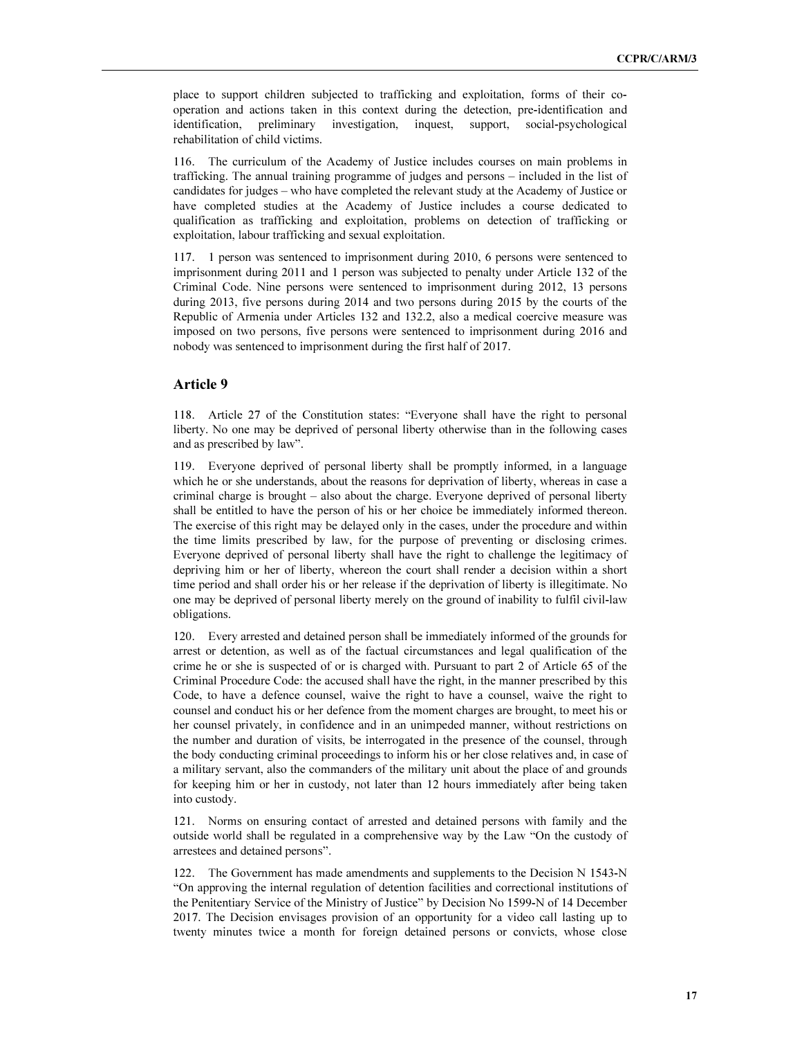place to support children subjected to trafficking and exploitation, forms of their co-operation and actions taken in this context during the detection, pre-identification and identification, preliminary investigation, inquest, support, social-psychological rehabilitation of child victims.

116. The curriculum of the Academy of Justice includes courses on main problems in trafficking. The annual training programme of judges and persons – included in the list of candidates for judges – who have completed the relevant study at the Academy of Justice or have completed studies at the Academy of Justice includes a course dedicated to qualification as trafficking and exploitation, problems on detection of trafficking or exploitation, labour trafficking and sexual exploitation.

117. 1 person was sentenced to imprisonment during 2010, 6 persons were sentenced to imprisonment during 2011 and 1 person was subjected to penalty under Article 132 of the Criminal Code. Nine persons were sentenced to imprisonment during 2012, 13 persons during 2013, five persons during 2014 and two persons during 2015 by the courts of the Republic of Armenia under Articles 132 and 132.2, also a medical coercive measure was imposed on two persons, five persons were sentenced to imprisonment during 2016 and nobody was sentenced to imprisonment during the first half of 2017.

## Article 9

118. Article 27 of the Constitution states: "Everyone shall have the right to personal liberty. No one may be deprived of personal liberty otherwise than in the following cases and as prescribed by law".

119. Everyone deprived of personal liberty shall be promptly informed, in a language which he or she understands, about the reasons for deprivation of liberty, whereas in case a criminal charge is brought – also about the charge. Everyone deprived of personal liberty shall be entitled to have the person of his or her choice be immediately informed thereon. The exercise of this right may be delayed only in the cases, under the procedure and within the time limits prescribed by law, for the purpose of preventing or disclosing crimes. Everyone deprived of personal liberty shall have the right to challenge the legitimacy of depriving him or her of liberty, whereon the court shall render a decision within a short time period and shall order his or her release if the deprivation of liberty is illegitimate. No one may be deprived of personal liberty merely on the ground of inability to fulfil civil-law obligations.

120. Every arrested and detained person shall be immediately informed of the grounds for arrest or detention, as well as of the factual circumstances and legal qualification of the crime he or she is suspected of or is charged with. Pursuant to part 2 of Article 65 of the Criminal Procedure Code: the accused shall have the right, in the manner prescribed by this Code, to have a defence counsel, waive the right to have a counsel, waive the right to counsel and conduct his or her defence from the moment charges are brought, to meet his or her counsel privately, in confidence and in an unimpeded manner, without restrictions on the number and duration of visits, be interrogated in the presence of the counsel, through the body conducting criminal proceedings to inform his or her close relatives and, in case of a military servant, also the commanders of the military unit about the place of and grounds for keeping him or her in custody, not later than 12 hours immediately after being taken into custody.

121. Norms on ensuring contact of arrested and detained persons with family and the outside world shall be regulated in a comprehensive way by the Law "On the custody of arrestees and detained persons".

122. The Government has made amendments and supplements to the Decision N 1543-N "On approving the internal regulation of detention facilities and correctional institutions of the Penitentiary Service of the Ministry of Justice" by Decision No 1599-N of 14 December 2017. The Decision envisages provision of an opportunity for a video call lasting up to twenty minutes twice a month for foreign detained persons or convicts, whose close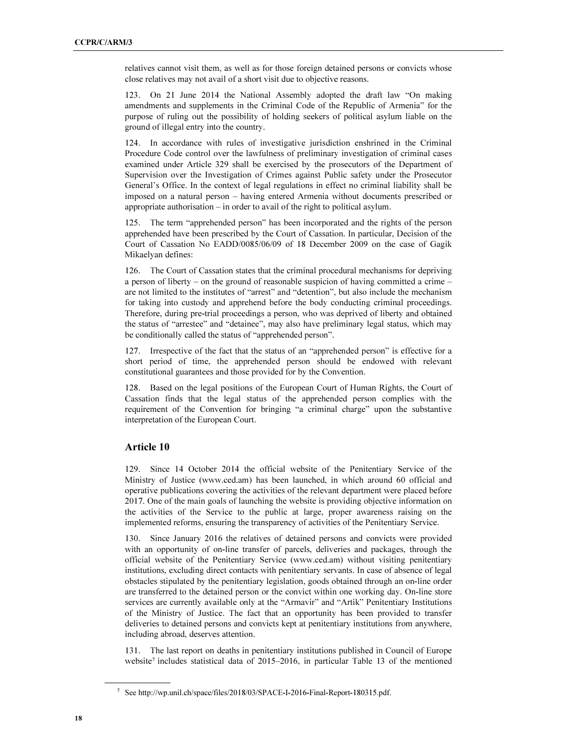relatives cannot visit them, as well as for those foreign detained persons or convicts whose close relatives may not avail of a short visit due to objective reasons.

123. On 21 June 2014 the National Assembly adopted the draft law "On making amendments and supplements in the Criminal Code of the Republic of Armenia" for the purpose of ruling out the possibility of holding seekers of political asylum liable on the ground of illegal entry into the country.

124. In accordance with rules of investigative jurisdiction enshrined in the Criminal Procedure Code control over the lawfulness of preliminary investigation of criminal cases examined under Article 329 shall be exercised by the prosecutors of the Department of Supervision over the Investigation of Crimes against Public safety under the Prosecutor General's Office. In the context of legal regulations in effect no criminal liability shall be imposed on a natural person – having entered Armenia without documents prescribed or appropriate authorisation – in order to avail of the right to political asylum.

125. The term "apprehended person" has been incorporated and the rights of the person apprehended have been prescribed by the Court of Cassation. In particular, Decision of the Court of Cassation No EADD/0085/06/09 of 18 December 2009 on the case of Gagik Mikaelyan defines:

126. The Court of Cassation states that the criminal procedural mechanisms for depriving a person of liberty – on the ground of reasonable suspicion of having committed a crime – are not limited to the institutes of "arrest" and "detention", but also include the mechanism for taking into custody and apprehend before the body conducting criminal proceedings. Therefore, during pre-trial proceedings a person, who was deprived of liberty and obtained the status of "arrestee" and "detainee", may also have preliminary legal status, which may be conditionally called the status of "apprehended person".

127. Irrespective of the fact that the status of an "apprehended person" is effective for a short period of time, the apprehended person should be endowed with relevant constitutional guarantees and those provided for by the Convention.

128. Based on the legal positions of the European Court of Human Rights, the Court of Cassation finds that the legal status of the apprehended person complies with the requirement of the Convention for bringing "a criminal charge" upon the substantive interpretation of the European Court.

## Article 10

129. Since 14 October 2014 the official website of the Penitentiary Service of the Ministry of Justice (www.ced.am) has been launched, in which around 60 official and operative publications covering the activities of the relevant department were placed before 2017. One of the main goals of launching the website is providing objective information on the activities of the Service to the public at large, proper awareness raising on the implemented reforms, ensuring the transparency of activities of the Penitentiary Service.

130. Since January 2016 the relatives of detained persons and convicts were provided with an opportunity of on-line transfer of parcels, deliveries and packages, through the official website of the Penitentiary Service (www.ced.am) without visiting penitentiary institutions, excluding direct contacts with penitentiary servants. In case of absence of legal obstacles stipulated by the penitentiary legislation, goods obtained through an on-line order are transferred to the detained person or the convict within one working day. On-line store services are currently available only at the "Armavir" and "Artik" Penitentiary Institutions of the Ministry of Justice. The fact that an opportunity has been provided to transfer deliveries to detained persons and convicts kept at penitentiary institutions from anywhere, including abroad, deserves attention.

131. The last report on deaths in penitentiary institutions published in Council of Europe website[7] includes statistical data of 2015–2016, in particular Table 13 of the mentioned

[7] See http://wp.unil.ch/space/files/2018/03/SPACE-I-2016-Final-Report-180315.pdf.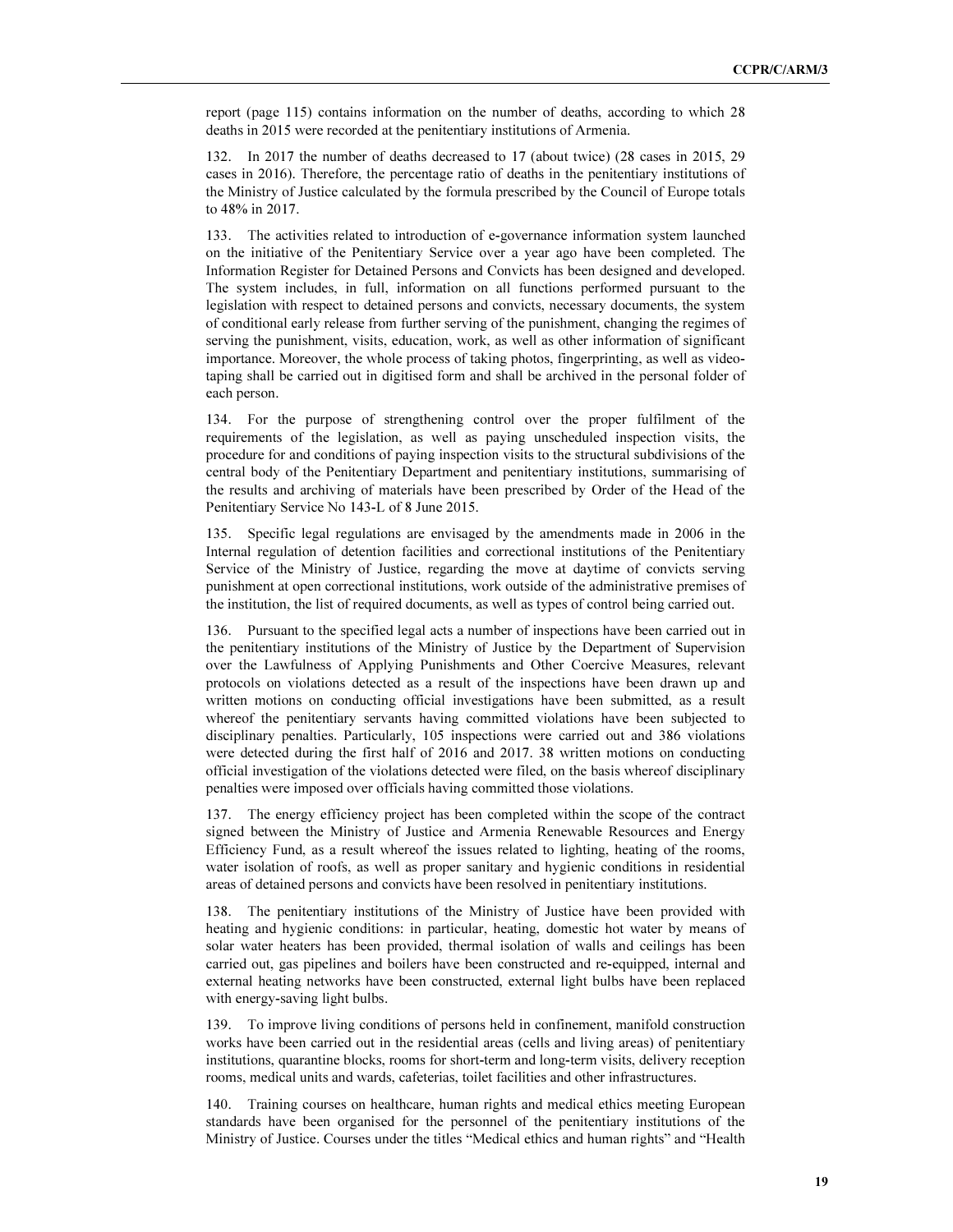report (page 115) contains information on the number of deaths, according to which 28 deaths in 2015 were recorded at the penitentiary institutions of Armenia.

132. In 2017 the number of deaths decreased to 17 (about twice) (28 cases in 2015, 29 cases in 2016). Therefore, the percentage ratio of deaths in the penitentiary institutions of the Ministry of Justice calculated by the formula prescribed by the Council of Europe totals to 48% in 2017.

133. The activities related to introduction of e-governance information system launched on the initiative of the Penitentiary Service over a year ago have been completed. The Information Register for Detained Persons and Convicts has been designed and developed. The system includes, in full, information on all functions performed pursuant to the legislation with respect to detained persons and convicts, necessary documents, the system of conditional early release from further serving of the punishment, changing the regimes of serving the punishment, visits, education, work, as well as other information of significant importance. Moreover, the whole process of taking photos, fingerprinting, as well as video-taping shall be carried out in digitised form and shall be archived in the personal folder of each person.

134. For the purpose of strengthening control over the proper fulfilment of the requirements of the legislation, as well as paying unscheduled inspection visits, the procedure for and conditions of paying inspection visits to the structural subdivisions of the central body of the Penitentiary Department and penitentiary institutions, summarising of the results and archiving of materials have been prescribed by Order of the Head of the Penitentiary Service No 143-L of 8 June 2015.

135. Specific legal regulations are envisaged by the amendments made in 2006 in the Internal regulation of detention facilities and correctional institutions of the Penitentiary Service of the Ministry of Justice, regarding the move at daytime of convicts serving punishment at open correctional institutions, work outside of the administrative premises of the institution, the list of required documents, as well as types of control being carried out.

136. Pursuant to the specified legal acts a number of inspections have been carried out in the penitentiary institutions of the Ministry of Justice by the Department of Supervision over the Lawfulness of Applying Punishments and Other Coercive Measures, relevant protocols on violations detected as a result of the inspections have been drawn up and written motions on conducting official investigations have been submitted, as a result whereof the penitentiary servants having committed violations have been subjected to disciplinary penalties. Particularly, 105 inspections were carried out and 386 violations were detected during the first half of 2016 and 2017. 38 written motions on conducting official investigation of the violations detected were filed, on the basis whereof disciplinary penalties were imposed over officials having committed those violations.

137. The energy efficiency project has been completed within the scope of the contract signed between the Ministry of Justice and Armenia Renewable Resources and Energy Efficiency Fund, as a result whereof the issues related to lighting, heating of the rooms, water isolation of roofs, as well as proper sanitary and hygienic conditions in residential areas of detained persons and convicts have been resolved in penitentiary institutions.

138. The penitentiary institutions of the Ministry of Justice have been provided with heating and hygienic conditions: in particular, heating, domestic hot water by means of solar water heaters has been provided, thermal isolation of walls and ceilings has been carried out, gas pipelines and boilers have been constructed and re-equipped, internal and external heating networks have been constructed, external light bulbs have been replaced with energy-saving light bulbs.

139. To improve living conditions of persons held in confinement, manifold construction works have been carried out in the residential areas (cells and living areas) of penitentiary institutions, quarantine blocks, rooms for short-term and long-term visits, delivery reception rooms, medical units and wards, cafeterias, toilet facilities and other infrastructures.

140. Training courses on healthcare, human rights and medical ethics meeting European standards have been organised for the personnel of the penitentiary institutions of the Ministry of Justice. Courses under the titles "Medical ethics and human rights" and "Health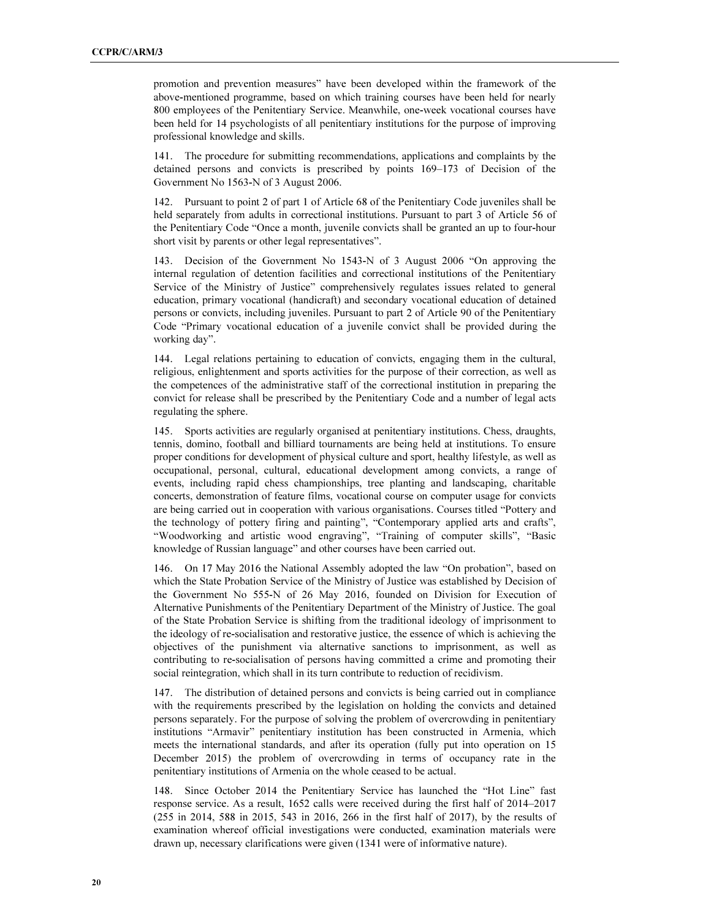promotion and prevention measures" have been developed within the framework of the above-mentioned programme, based on which training courses have been held for nearly 800 employees of the Penitentiary Service. Meanwhile, one-week vocational courses have been held for 14 psychologists of all penitentiary institutions for the purpose of improving professional knowledge and skills.

141. The procedure for submitting recommendations, applications and complaints by the detained persons and convicts is prescribed by points 169–173 of Decision of the Government No 1563-N of 3 August 2006.

142. Pursuant to point 2 of part 1 of Article 68 of the Penitentiary Code juveniles shall be held separately from adults in correctional institutions. Pursuant to part 3 of Article 56 of the Penitentiary Code "Once a month, juvenile convicts shall be granted an up to four-hour short visit by parents or other legal representatives".

143. Decision of the Government No 1543-N of 3 August 2006 "On approving the internal regulation of detention facilities and correctional institutions of the Penitentiary Service of the Ministry of Justice" comprehensively regulates issues related to general education, primary vocational (handicraft) and secondary vocational education of detained persons or convicts, including juveniles. Pursuant to part 2 of Article 90 of the Penitentiary Code "Primary vocational education of a juvenile convict shall be provided during the working day".

144. Legal relations pertaining to education of convicts, engaging them in the cultural, religious, enlightenment and sports activities for the purpose of their correction, as well as the competences of the administrative staff of the correctional institution in preparing the convict for release shall be prescribed by the Penitentiary Code and a number of legal acts regulating the sphere.

145. Sports activities are regularly organised at penitentiary institutions. Chess, draughts, tennis, domino, football and billiard tournaments are being held at institutions. To ensure proper conditions for development of physical culture and sport, healthy lifestyle, as well as occupational, personal, cultural, educational development among convicts, a range of events, including rapid chess championships, tree planting and landscaping, charitable concerts, demonstration of feature films, vocational course on computer usage for convicts are being carried out in cooperation with various organisations. Courses titled "Pottery and the technology of pottery firing and painting", "Contemporary applied arts and crafts", "Woodworking and artistic wood engraving", "Training of computer skills", "Basic knowledge of Russian language" and other courses have been carried out.

146. On 17 May 2016 the National Assembly adopted the law "On probation", based on which the State Probation Service of the Ministry of Justice was established by Decision of the Government No 555-N of 26 May 2016, founded on Division for Execution of Alternative Punishments of the Penitentiary Department of the Ministry of Justice. The goal of the State Probation Service is shifting from the traditional ideology of imprisonment to the ideology of re-socialisation and restorative justice, the essence of which is achieving the objectives of the punishment via alternative sanctions to imprisonment, as well as contributing to re-socialisation of persons having committed a crime and promoting their social reintegration, which shall in its turn contribute to reduction of recidivism.

147. The distribution of detained persons and convicts is being carried out in compliance with the requirements prescribed by the legislation on holding the convicts and detained persons separately. For the purpose of solving the problem of overcrowding in penitentiary institutions "Armavir" penitentiary institution has been constructed in Armenia, which meets the international standards, and after its operation (fully put into operation on 15 December 2015) the problem of overcrowding in terms of occupancy rate in the penitentiary institutions of Armenia on the whole ceased to be actual.

148. Since October 2014 the Penitentiary Service has launched the "Hot Line" fast response service. As a result, 1652 calls were received during the first half of 2014–2017 (255 in 2014, 588 in 2015, 543 in 2016, 266 in the first half of 2017), by the results of examination whereof official investigations were conducted, examination materials were drawn up, necessary clarifications were given (1341 were of informative nature).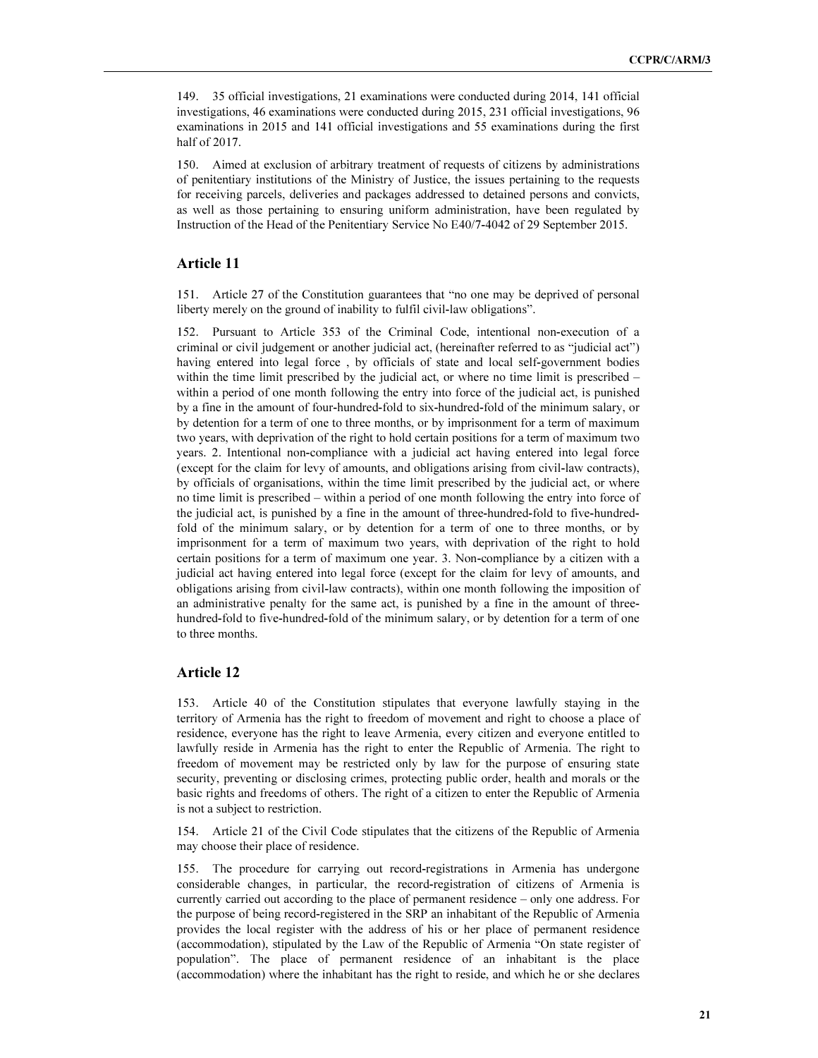149. 35 official investigations, 21 examinations were conducted during 2014, 141 official investigations, 46 examinations were conducted during 2015, 231 official investigations, 96 examinations in 2015 and 141 official investigations and 55 examinations during the first half of 2017.

150. Aimed at exclusion of arbitrary treatment of requests of citizens by administrations of penitentiary institutions of the Ministry of Justice, the issues pertaining to the requests for receiving parcels, deliveries and packages addressed to detained persons and convicts, as well as those pertaining to ensuring uniform administration, have been regulated by Instruction of the Head of the Penitentiary Service No E40/7-4042 of 29 September 2015.

## Article 11

151. Article 27 of the Constitution guarantees that "no one may be deprived of personal liberty merely on the ground of inability to fulfil civil-law obligations".

152. Pursuant to Article 353 of the Criminal Code, intentional non-execution of a criminal or civil judgement or another judicial act, (hereinafter referred to as "judicial act") having entered into legal force , by officials of state and local self-government bodies within the time limit prescribed by the judicial act, or where no time limit is prescribed – within a period of one month following the entry into force of the judicial act, is punished by a fine in the amount of four-hundred-fold to six-hundred-fold of the minimum salary, or by detention for a term of one to three months, or by imprisonment for a term of maximum two years, with deprivation of the right to hold certain positions for a term of maximum two years. 2. Intentional non-compliance with a judicial act having entered into legal force (except for the claim for levy of amounts, and obligations arising from civil-law contracts), by officials of organisations, within the time limit prescribed by the judicial act, or where no time limit is prescribed – within a period of one month following the entry into force of the judicial act, is punished by a fine in the amount of three-hundred-fold to five-hundred-fold of the minimum salary, or by detention for a term of one to three months, or by imprisonment for a term of maximum two years, with deprivation of the right to hold certain positions for a term of maximum one year. 3. Non-compliance by a citizen with a judicial act having entered into legal force (except for the claim for levy of amounts, and obligations arising from civil-law contracts), within one month following the imposition of an administrative penalty for the same act, is punished by a fine in the amount of three-hundred-fold to five-hundred-fold of the minimum salary, or by detention for a term of one to three months.

## Article 12

153. Article 40 of the Constitution stipulates that everyone lawfully staying in the territory of Armenia has the right to freedom of movement and right to choose a place of residence, everyone has the right to leave Armenia, every citizen and everyone entitled to lawfully reside in Armenia has the right to enter the Republic of Armenia. The right to freedom of movement may be restricted only by law for the purpose of ensuring state security, preventing or disclosing crimes, protecting public order, health and morals or the basic rights and freedoms of others. The right of a citizen to enter the Republic of Armenia is not a subject to restriction.

154. Article 21 of the Civil Code stipulates that the citizens of the Republic of Armenia may choose their place of residence.

155. The procedure for carrying out record-registrations in Armenia has undergone considerable changes, in particular, the record-registration of citizens of Armenia is currently carried out according to the place of permanent residence – only one address. For the purpose of being record-registered in the SRP an inhabitant of the Republic of Armenia provides the local register with the address of his or her place of permanent residence (accommodation), stipulated by the Law of the Republic of Armenia "On state register of population". The place of permanent residence of an inhabitant is the place (accommodation) where the inhabitant has the right to reside, and which he or she declares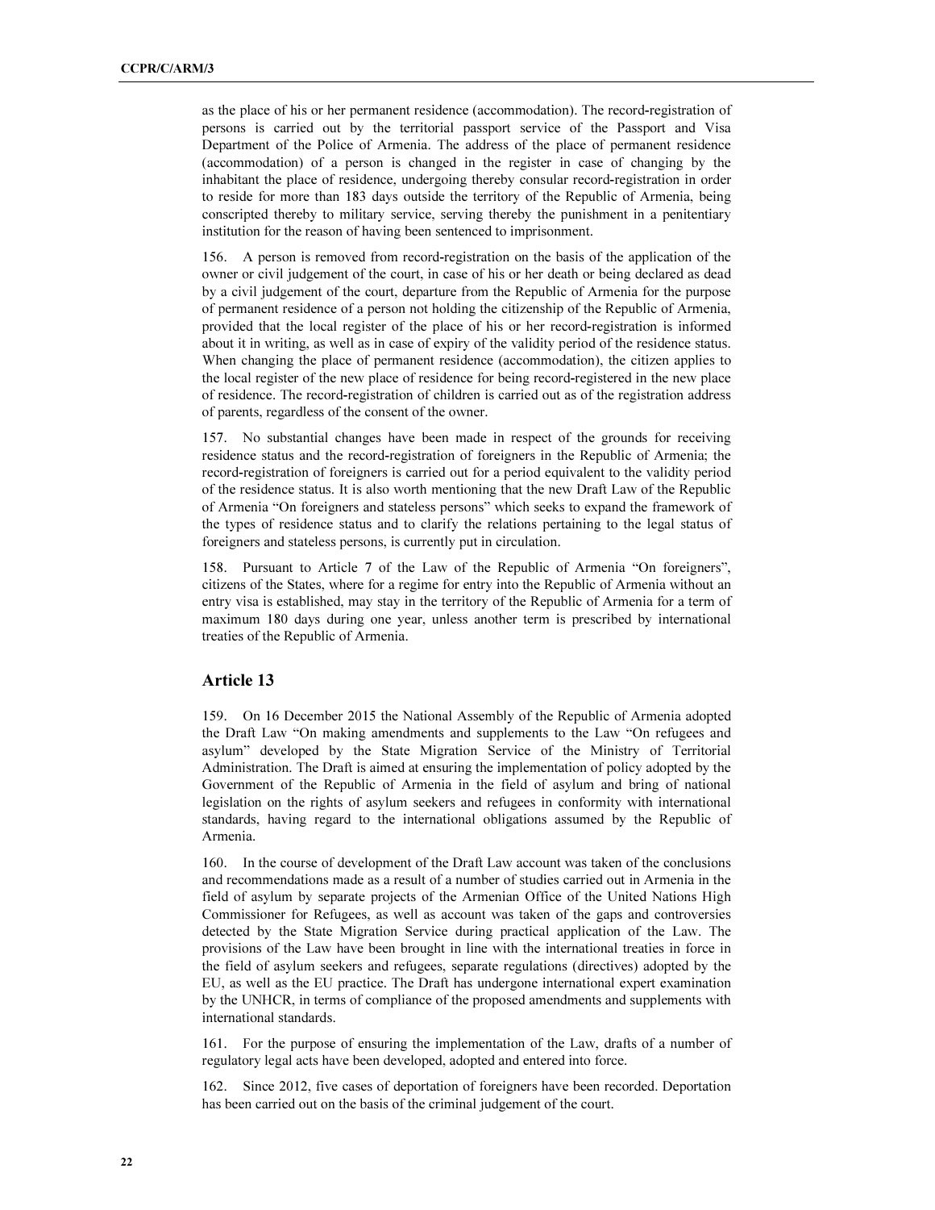as the place of his or her permanent residence (accommodation). The record-registration of persons is carried out by the territorial passport service of the Passport and Visa Department of the Police of Armenia. The address of the place of permanent residence (accommodation) of a person is changed in the register in case of changing by the inhabitant the place of residence, undergoing thereby consular record-registration in order to reside for more than 183 days outside the territory of the Republic of Armenia, being conscripted thereby to military service, serving thereby the punishment in a penitentiary institution for the reason of having been sentenced to imprisonment.

156. A person is removed from record-registration on the basis of the application of the owner or civil judgement of the court, in case of his or her death or being declared as dead by a civil judgement of the court, departure from the Republic of Armenia for the purpose of permanent residence of a person not holding the citizenship of the Republic of Armenia, provided that the local register of the place of his or her record-registration is informed about it in writing, as well as in case of expiry of the validity period of the residence status. When changing the place of permanent residence (accommodation), the citizen applies to the local register of the new place of residence for being record-registered in the new place of residence. The record-registration of children is carried out as of the registration address of parents, regardless of the consent of the owner.

157. No substantial changes have been made in respect of the grounds for receiving residence status and the record-registration of foreigners in the Republic of Armenia; the record-registration of foreigners is carried out for a period equivalent to the validity period of the residence status. It is also worth mentioning that the new Draft Law of the Republic of Armenia "On foreigners and stateless persons" which seeks to expand the framework of the types of residence status and to clarify the relations pertaining to the legal status of foreigners and stateless persons, is currently put in circulation.

158. Pursuant to Article 7 of the Law of the Republic of Armenia "On foreigners", citizens of the States, where for a regime for entry into the Republic of Armenia without an entry visa is established, may stay in the territory of the Republic of Armenia for a term of maximum 180 days during one year, unless another term is prescribed by international treaties of the Republic of Armenia.

## Article 13

159. On 16 December 2015 the National Assembly of the Republic of Armenia adopted the Draft Law "On making amendments and supplements to the Law "On refugees and asylum" developed by the State Migration Service of the Ministry of Territorial Administration. The Draft is aimed at ensuring the implementation of policy adopted by the Government of the Republic of Armenia in the field of asylum and bring of national legislation on the rights of asylum seekers and refugees in conformity with international standards, having regard to the international obligations assumed by the Republic of Armenia.

160. In the course of development of the Draft Law account was taken of the conclusions and recommendations made as a result of a number of studies carried out in Armenia in the field of asylum by separate projects of the Armenian Office of the United Nations High Commissioner for Refugees, as well as account was taken of the gaps and controversies detected by the State Migration Service during practical application of the Law. The provisions of the Law have been brought in line with the international treaties in force in the field of asylum seekers and refugees, separate regulations (directives) adopted by the EU, as well as the EU practice. The Draft has undergone international expert examination by the UNHCR, in terms of compliance of the proposed amendments and supplements with international standards.

161. For the purpose of ensuring the implementation of the Law, drafts of a number of regulatory legal acts have been developed, adopted and entered into force.

162. Since 2012, five cases of deportation of foreigners have been recorded. Deportation has been carried out on the basis of the criminal judgement of the court.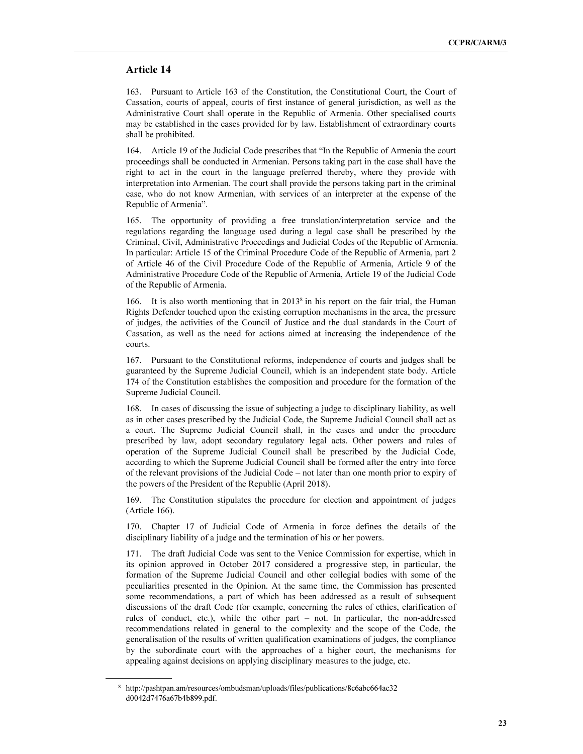## Article 14

163. Pursuant to Article 163 of the Constitution, the Constitutional Court, the Court of Cassation, courts of appeal, courts of first instance of general jurisdiction, as well as the Administrative Court shall operate in the Republic of Armenia. Other specialised courts may be established in the cases provided for by law. Establishment of extraordinary courts shall be prohibited.

164. Article 19 of the Judicial Code prescribes that "In the Republic of Armenia the court proceedings shall be conducted in Armenian. Persons taking part in the case shall have the right to act in the court in the language preferred thereby, where they provide with interpretation into Armenian. The court shall provide the persons taking part in the criminal case, who do not know Armenian, with services of an interpreter at the expense of the Republic of Armenia".

165. The opportunity of providing a free translation/interpretation service and the regulations regarding the language used during a legal case shall be prescribed by the Criminal, Civil, Administrative Proceedings and Judicial Codes of the Republic of Armenia. In particular: Article 15 of the Criminal Procedure Code of the Republic of Armenia, part 2 of Article 46 of the Civil Procedure Code of the Republic of Armenia, Article 9 of the Administrative Procedure Code of the Republic of Armenia, Article 19 of the Judicial Code of the Republic of Armenia.

166. It is also worth mentioning that in 2013[8] in his report on the fair trial, the Human Rights Defender touched upon the existing corruption mechanisms in the area, the pressure of judges, the activities of the Council of Justice and the dual standards in the Court of Cassation, as well as the need for actions aimed at increasing the independence of the courts.

167. Pursuant to the Constitutional reforms, independence of courts and judges shall be guaranteed by the Supreme Judicial Council, which is an independent state body. Article 174 of the Constitution establishes the composition and procedure for the formation of the Supreme Judicial Council.

168. In cases of discussing the issue of subjecting a judge to disciplinary liability, as well as in other cases prescribed by the Judicial Code, the Supreme Judicial Council shall act as a court. The Supreme Judicial Council shall, in the cases and under the procedure prescribed by law, adopt secondary regulatory legal acts. Other powers and rules of operation of the Supreme Judicial Council shall be prescribed by the Judicial Code, according to which the Supreme Judicial Council shall be formed after the entry into force of the relevant provisions of the Judicial Code – not later than one month prior to expiry of the powers of the President of the Republic (April 2018).

169. The Constitution stipulates the procedure for election and appointment of judges (Article 166).

170. Chapter 17 of Judicial Code of Armenia in force defines the details of the disciplinary liability of a judge and the termination of his or her powers.

171. The draft Judicial Code was sent to the Venice Commission for expertise, which in its opinion approved in October 2017 considered a progressive step, in particular, the formation of the Supreme Judicial Council and other collegial bodies with some of the peculiarities presented in the Opinion. At the same time, the Commission has presented some recommendations, a part of which has been addressed as a result of subsequent discussions of the draft Code (for example, concerning the rules of ethics, clarification of rules of conduct, etc.), while the other part – not. In particular, the non-addressed recommendations related in general to the complexity and the scope of the Code, the generalisation of the results of written qualification examinations of judges, the compliance by the subordinate court with the approaches of a higher court, the mechanisms for appealing against decisions on applying disciplinary measures to the judge, etc.

---

[8] http://pashtpan.am/resources/ombudsman/uploads/files/publications/8c6abc664ac32d0042d7476a67b4b899.pdf.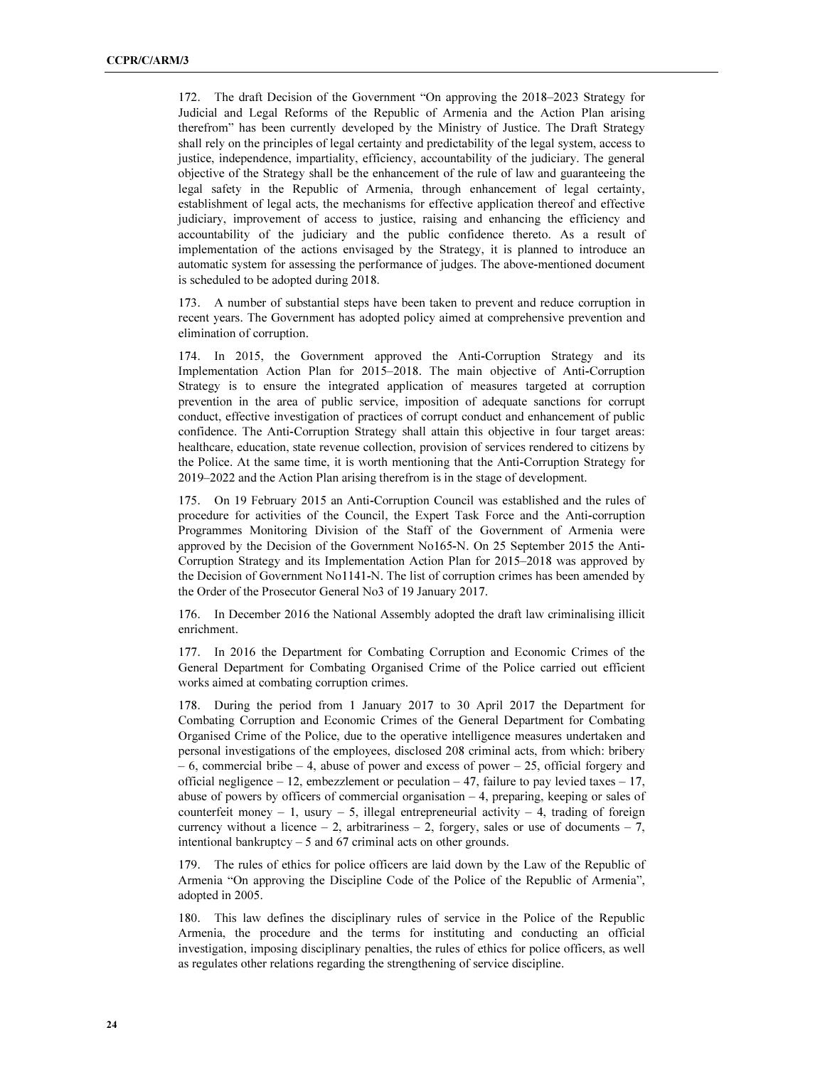172. The draft Decision of the Government "On approving the 2018–2023 Strategy for Judicial and Legal Reforms of the Republic of Armenia and the Action Plan arising therefrom" has been currently developed by the Ministry of Justice. The Draft Strategy shall rely on the principles of legal certainty and predictability of the legal system, access to justice, independence, impartiality, efficiency, accountability of the judiciary. The general objective of the Strategy shall be the enhancement of the rule of law and guaranteeing the legal safety in the Republic of Armenia, through enhancement of legal certainty, establishment of legal acts, the mechanisms for effective application thereof and effective judiciary, improvement of access to justice, raising and enhancing the efficiency and accountability of the judiciary and the public confidence thereto. As a result of implementation of the actions envisaged by the Strategy, it is planned to introduce an automatic system for assessing the performance of judges. The above-mentioned document is scheduled to be adopted during 2018.

173. A number of substantial steps have been taken to prevent and reduce corruption in recent years. The Government has adopted policy aimed at comprehensive prevention and elimination of corruption.

174. In 2015, the Government approved the Anti-Corruption Strategy and its Implementation Action Plan for 2015–2018. The main objective of Anti-Corruption Strategy is to ensure the integrated application of measures targeted at corruption prevention in the area of public service, imposition of adequate sanctions for corrupt conduct, effective investigation of practices of corrupt conduct and enhancement of public confidence. The Anti-Corruption Strategy shall attain this objective in four target areas: healthcare, education, state revenue collection, provision of services rendered to citizens by the Police. At the same time, it is worth mentioning that the Anti-Corruption Strategy for 2019–2022 and the Action Plan arising therefrom is in the stage of development.

175. On 19 February 2015 an Anti-Corruption Council was established and the rules of procedure for activities of the Council, the Expert Task Force and the Anti-corruption Programmes Monitoring Division of the Staff of the Government of Armenia were approved by the Decision of the Government No165-N. On 25 September 2015 the Anti-Corruption Strategy and its Implementation Action Plan for 2015–2018 was approved by the Decision of Government No1141-N. The list of corruption crimes has been amended by the Order of the Prosecutor General No3 of 19 January 2017.

176. In December 2016 the National Assembly adopted the draft law criminalising illicit enrichment.

177. In 2016 the Department for Combating Corruption and Economic Crimes of the General Department for Combating Organised Crime of the Police carried out efficient works aimed at combating corruption crimes.

178. During the period from 1 January 2017 to 30 April 2017 the Department for Combating Corruption and Economic Crimes of the General Department for Combating Organised Crime of the Police, due to the operative intelligence measures undertaken and personal investigations of the employees, disclosed 208 criminal acts, from which: bribery – 6, commercial bribe – 4, abuse of power and excess of power – 25, official forgery and official negligence – 12, embezzlement or peculation – 47, failure to pay levied taxes – 17, abuse of powers by officers of commercial organisation – 4, preparing, keeping or sales of counterfeit money – 1, usury – 5, illegal entrepreneurial activity – 4, trading of foreign currency without a licence – 2, arbitrariness – 2, forgery, sales or use of documents – 7, intentional bankruptcy – 5 and 67 criminal acts on other grounds.

179. The rules of ethics for police officers are laid down by the Law of the Republic of Armenia "On approving the Discipline Code of the Police of the Republic of Armenia", adopted in 2005.

180. This law defines the disciplinary rules of service in the Police of the Republic Armenia, the procedure and the terms for instituting and conducting an official investigation, imposing disciplinary penalties, the rules of ethics for police officers, as well as regulates other relations regarding the strengthening of service discipline.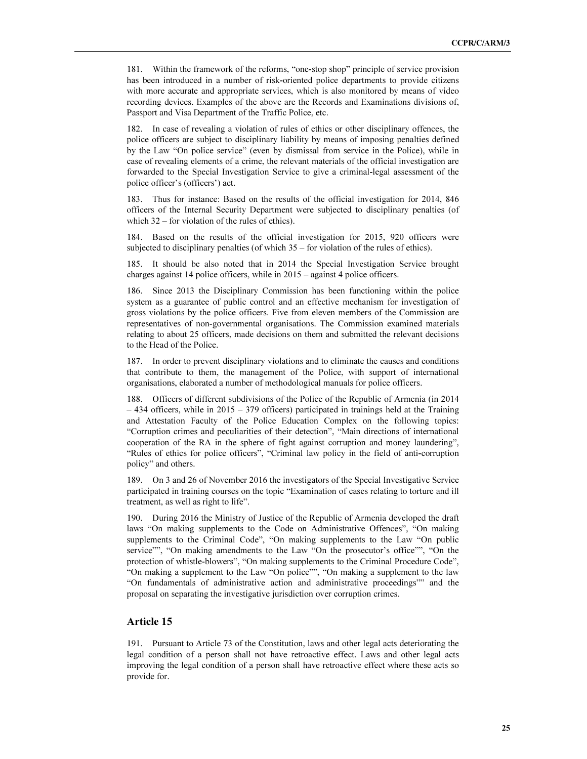181. Within the framework of the reforms, "one-stop shop" principle of service provision has been introduced in a number of risk-oriented police departments to provide citizens with more accurate and appropriate services, which is also monitored by means of video recording devices. Examples of the above are the Records and Examinations divisions of, Passport and Visa Department of the Traffic Police, etc.

182. In case of revealing a violation of rules of ethics or other disciplinary offences, the police officers are subject to disciplinary liability by means of imposing penalties defined by the Law "On police service" (even by dismissal from service in the Police), while in case of revealing elements of a crime, the relevant materials of the official investigation are forwarded to the Special Investigation Service to give a criminal-legal assessment of the police officer's (officers') act.

183. Thus for instance: Based on the results of the official investigation for 2014, 846 officers of the Internal Security Department were subjected to disciplinary penalties (of which 32 – for violation of the rules of ethics).

184. Based on the results of the official investigation for 2015, 920 officers were subjected to disciplinary penalties (of which 35 – for violation of the rules of ethics).

185. It should be also noted that in 2014 the Special Investigation Service brought charges against 14 police officers, while in 2015 – against 4 police officers.

186. Since 2013 the Disciplinary Commission has been functioning within the police system as a guarantee of public control and an effective mechanism for investigation of gross violations by the police officers. Five from eleven members of the Commission are representatives of non-governmental organisations. The Commission examined materials relating to about 25 officers, made decisions on them and submitted the relevant decisions to the Head of the Police.

187. In order to prevent disciplinary violations and to eliminate the causes and conditions that contribute to them, the management of the Police, with support of international organisations, elaborated a number of methodological manuals for police officers.

188. Officers of different subdivisions of the Police of the Republic of Armenia (in 2014 – 434 officers, while in 2015 – 379 officers) participated in trainings held at the Training and Attestation Faculty of the Police Education Complex on the following topics: "Corruption crimes and peculiarities of their detection", "Main directions of international cooperation of the RA in the sphere of fight against corruption and money laundering", "Rules of ethics for police officers", "Criminal law policy in the field of anti-corruption policy" and others.

189. On 3 and 26 of November 2016 the investigators of the Special Investigative Service participated in training courses on the topic "Examination of cases relating to torture and ill treatment, as well as right to life".

190. During 2016 the Ministry of Justice of the Republic of Armenia developed the draft laws "On making supplements to the Code on Administrative Offences", "On making supplements to the Criminal Code", "On making supplements to the Law "On public service"", "On making amendments to the Law "On the prosecutor's office"", "On the protection of whistle-blowers", "On making supplements to the Criminal Procedure Code", "On making a supplement to the Law "On police"", "On making a supplement to the law "On fundamentals of administrative action and administrative proceedings"" and the proposal on separating the investigative jurisdiction over corruption crimes.

## Article 15

191. Pursuant to Article 73 of the Constitution, laws and other legal acts deteriorating the legal condition of a person shall not have retroactive effect. Laws and other legal acts improving the legal condition of a person shall have retroactive effect where these acts so provide for.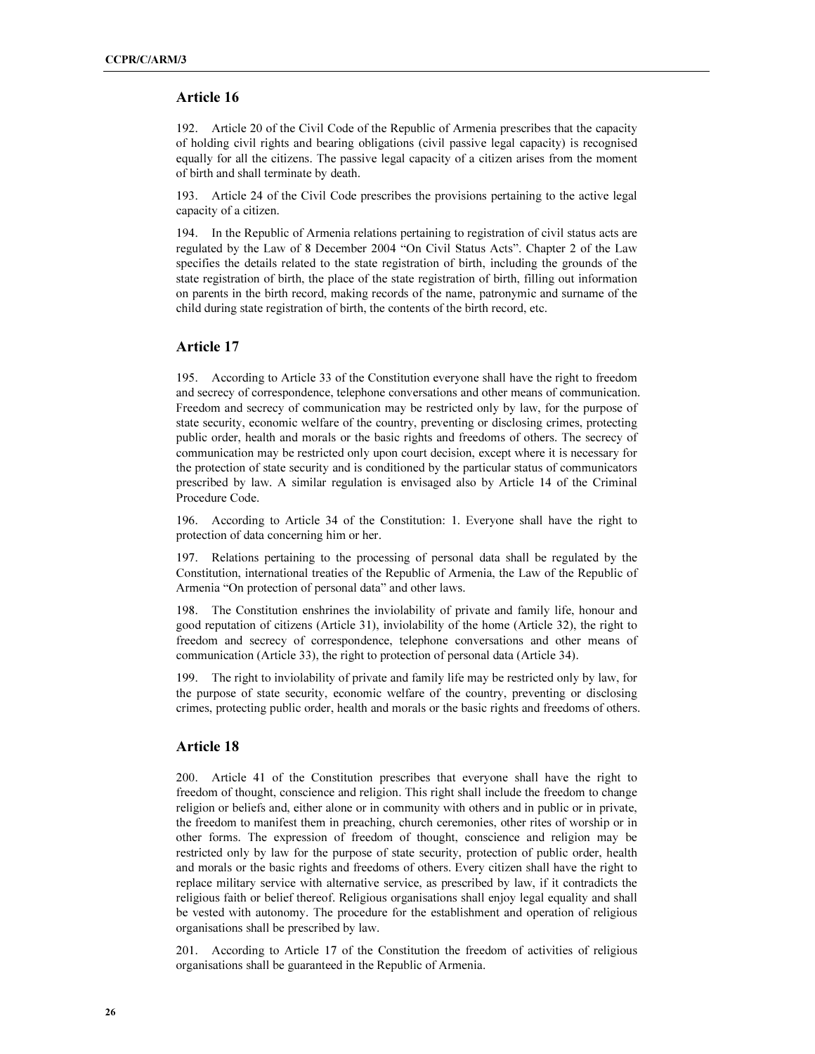## Article 16

192. Article 20 of the Civil Code of the Republic of Armenia prescribes that the capacity of holding civil rights and bearing obligations (civil passive legal capacity) is recognised equally for all the citizens. The passive legal capacity of a citizen arises from the moment of birth and shall terminate by death.

193. Article 24 of the Civil Code prescribes the provisions pertaining to the active legal capacity of a citizen.

194. In the Republic of Armenia relations pertaining to registration of civil status acts are regulated by the Law of 8 December 2004 "On Civil Status Acts". Chapter 2 of the Law specifies the details related to the state registration of birth, including the grounds of the state registration of birth, the place of the state registration of birth, filling out information on parents in the birth record, making records of the name, patronymic and surname of the child during state registration of birth, the contents of the birth record, etc.

## Article 17

195. According to Article 33 of the Constitution everyone shall have the right to freedom and secrecy of correspondence, telephone conversations and other means of communication. Freedom and secrecy of communication may be restricted only by law, for the purpose of state security, economic welfare of the country, preventing or disclosing crimes, protecting public order, health and morals or the basic rights and freedoms of others. The secrecy of communication may be restricted only upon court decision, except where it is necessary for the protection of state security and is conditioned by the particular status of communicators prescribed by law. A similar regulation is envisaged also by Article 14 of the Criminal Procedure Code.

196. According to Article 34 of the Constitution: 1. Everyone shall have the right to protection of data concerning him or her.

197. Relations pertaining to the processing of personal data shall be regulated by the Constitution, international treaties of the Republic of Armenia, the Law of the Republic of Armenia "On protection of personal data" and other laws.

198. The Constitution enshrines the inviolability of private and family life, honour and good reputation of citizens (Article 31), inviolability of the home (Article 32), the right to freedom and secrecy of correspondence, telephone conversations and other means of communication (Article 33), the right to protection of personal data (Article 34).

199. The right to inviolability of private and family life may be restricted only by law, for the purpose of state security, economic welfare of the country, preventing or disclosing crimes, protecting public order, health and morals or the basic rights and freedoms of others.

## Article 18

200. Article 41 of the Constitution prescribes that everyone shall have the right to freedom of thought, conscience and religion. This right shall include the freedom to change religion or beliefs and, either alone or in community with others and in public or in private, the freedom to manifest them in preaching, church ceremonies, other rites of worship or in other forms. The expression of freedom of thought, conscience and religion may be restricted only by law for the purpose of state security, protection of public order, health and morals or the basic rights and freedoms of others. Every citizen shall have the right to replace military service with alternative service, as prescribed by law, if it contradicts the religious faith or belief thereof. Religious organisations shall enjoy legal equality and shall be vested with autonomy. The procedure for the establishment and operation of religious organisations shall be prescribed by law.

201. According to Article 17 of the Constitution the freedom of activities of religious organisations shall be guaranteed in the Republic of Armenia.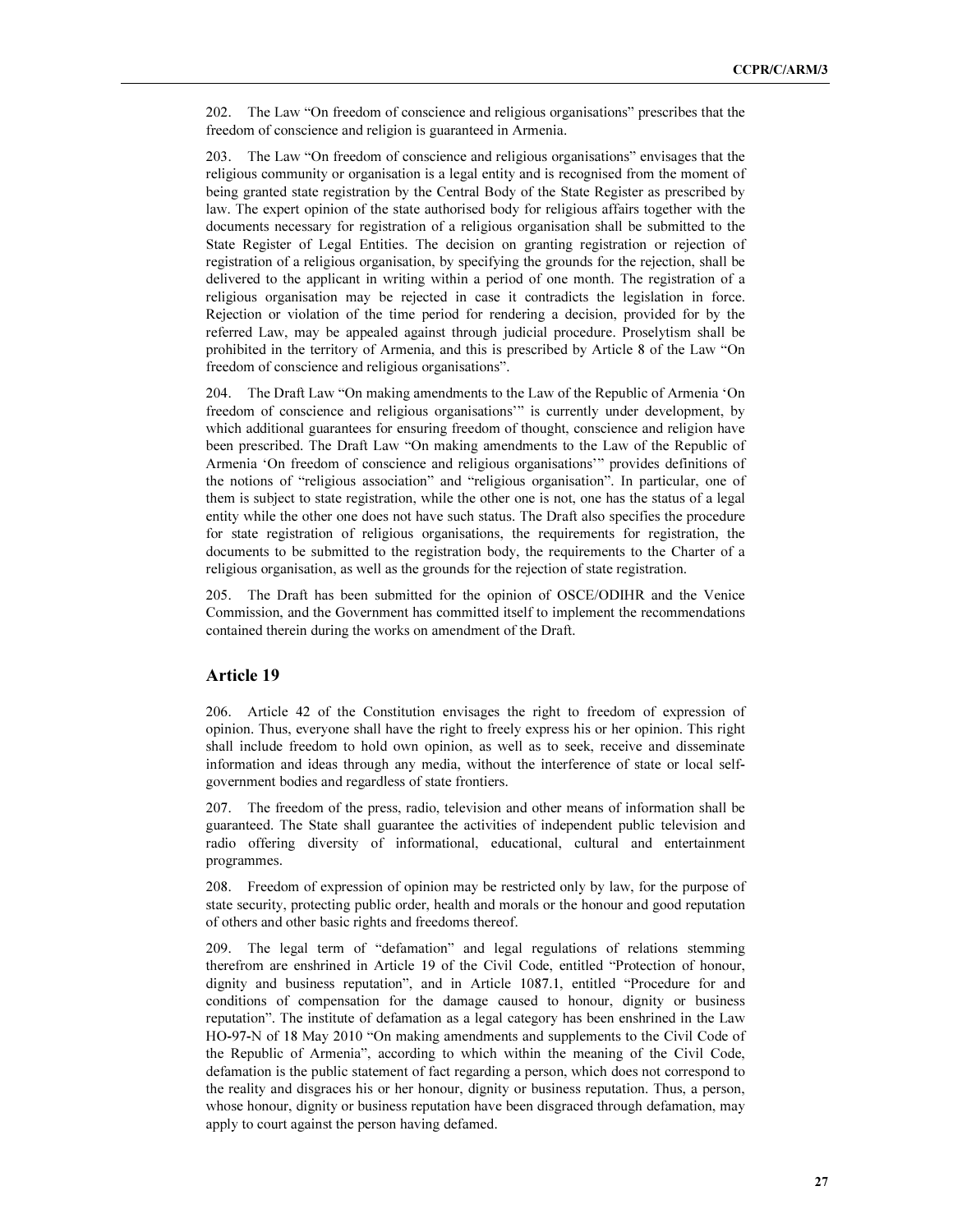202. The Law “On freedom of conscience and religious organisations” prescribes that the freedom of conscience and religion is guaranteed in Armenia.

203. The Law “On freedom of conscience and religious organisations” envisages that the religious community or organisation is a legal entity and is recognised from the moment of being granted state registration by the Central Body of the State Register as prescribed by law. The expert opinion of the state authorised body for religious affairs together with the documents necessary for registration of a religious organisation shall be submitted to the State Register of Legal Entities. The decision on granting registration or rejection of registration of a religious organisation, by specifying the grounds for the rejection, shall be delivered to the applicant in writing within a period of one month. The registration of a religious organisation may be rejected in case it contradicts the legislation in force. Rejection or violation of the time period for rendering a decision, provided for by the referred Law, may be appealed against through judicial procedure. Proselytism shall be prohibited in the territory of Armenia, and this is prescribed by Article 8 of the Law “On freedom of conscience and religious organisations”.

204. The Draft Law “On making amendments to the Law of the Republic of Armenia ‘On freedom of conscience and religious organisations’” is currently under development, by which additional guarantees for ensuring freedom of thought, conscience and religion have been prescribed. The Draft Law “On making amendments to the Law of the Republic of Armenia ‘On freedom of conscience and religious organisations’” provides definitions of the notions of “religious association” and “religious organisation”. In particular, one of them is subject to state registration, while the other one is not, one has the status of a legal entity while the other one does not have such status. The Draft also specifies the procedure for state registration of religious organisations, the requirements for registration, the documents to be submitted to the registration body, the requirements to the Charter of a religious organisation, as well as the grounds for the rejection of state registration.

205. The Draft has been submitted for the opinion of OSCE/ODIHR and the Venice Commission, and the Government has committed itself to implement the recommendations contained therein during the works on amendment of the Draft.

## Article 19

206. Article 42 of the Constitution envisages the right to freedom of expression of opinion. Thus, everyone shall have the right to freely express his or her opinion. This right shall include freedom to hold own opinion, as well as to seek, receive and disseminate information and ideas through any media, without the interference of state or local self-government bodies and regardless of state frontiers.

207. The freedom of the press, radio, television and other means of information shall be guaranteed. The State shall guarantee the activities of independent public television and radio offering diversity of informational, educational, cultural and entertainment programmes.

208. Freedom of expression of opinion may be restricted only by law, for the purpose of state security, protecting public order, health and morals or the honour and good reputation of others and other basic rights and freedoms thereof.

209. The legal term of “defamation” and legal regulations of relations stemming therefrom are enshrined in Article 19 of the Civil Code, entitled “Protection of honour, dignity and business reputation”, and in Article 1087.1, entitled “Procedure for and conditions of compensation for the damage caused to honour, dignity or business reputation”. The institute of defamation as a legal category has been enshrined in the Law HO-97-N of 18 May 2010 “On making amendments and supplements to the Civil Code of the Republic of Armenia”, according to which within the meaning of the Civil Code, defamation is the public statement of fact regarding a person, which does not correspond to the reality and disgraces his or her honour, dignity or business reputation. Thus, a person, whose honour, dignity or business reputation have been disgraced through defamation, may apply to court against the person having defamed.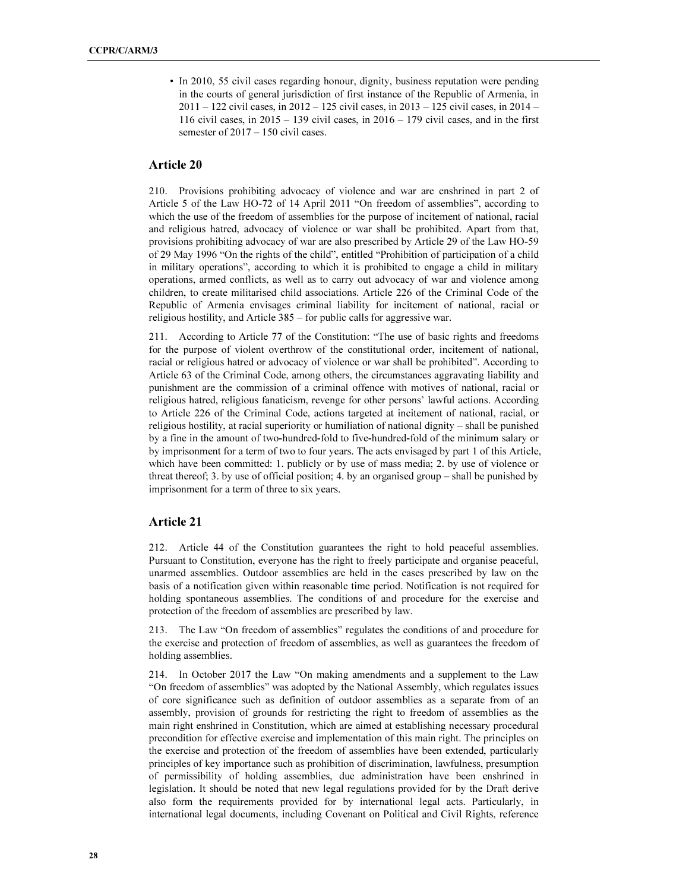- In 2010, 55 civil cases regarding honour, dignity, business reputation were pending in the courts of general jurisdiction of first instance of the Republic of Armenia, in 2011 – 122 civil cases, in 2012 – 125 civil cases, in 2013 – 125 civil cases, in 2014 – 116 civil cases, in 2015 – 139 civil cases, in 2016 – 179 civil cases, and in the first semester of 2017 – 150 civil cases.

## Article 20

210. Provisions prohibiting advocacy of violence and war are enshrined in part 2 of Article 5 of the Law HO-72 of 14 April 2011 "On freedom of assemblies", according to which the use of the freedom of assemblies for the purpose of incitement of national, racial and religious hatred, advocacy of violence or war shall be prohibited. Apart from that, provisions prohibiting advocacy of war are also prescribed by Article 29 of the Law HO-59 of 29 May 1996 "On the rights of the child", entitled "Prohibition of participation of a child in military operations", according to which it is prohibited to engage a child in military operations, armed conflicts, as well as to carry out advocacy of war and violence among children, to create militarised child associations. Article 226 of the Criminal Code of the Republic of Armenia envisages criminal liability for incitement of national, racial or religious hostility, and Article 385 – for public calls for aggressive war.

211. According to Article 77 of the Constitution: "The use of basic rights and freedoms for the purpose of violent overthrow of the constitutional order, incitement of national, racial or religious hatred or advocacy of violence or war shall be prohibited". According to Article 63 of the Criminal Code, among others, the circumstances aggravating liability and punishment are the commission of a criminal offence with motives of national, racial or religious hatred, religious fanaticism, revenge for other persons' lawful actions. According to Article 226 of the Criminal Code, actions targeted at incitement of national, racial, or religious hostility, at racial superiority or humiliation of national dignity – shall be punished by a fine in the amount of two-hundred-fold to five-hundred-fold of the minimum salary or by imprisonment for a term of two to four years. The acts envisaged by part 1 of this Article, which have been committed: 1. publicly or by use of mass media; 2. by use of violence or threat thereof; 3. by use of official position; 4. by an organised group – shall be punished by imprisonment for a term of three to six years.

## Article 21

212. Article 44 of the Constitution guarantees the right to hold peaceful assemblies. Pursuant to Constitution, everyone has the right to freely participate and organise peaceful, unarmed assemblies. Outdoor assemblies are held in the cases prescribed by law on the basis of a notification given within reasonable time period. Notification is not required for holding spontaneous assemblies. The conditions of and procedure for the exercise and protection of the freedom of assemblies are prescribed by law.

213. The Law "On freedom of assemblies" regulates the conditions of and procedure for the exercise and protection of freedom of assemblies, as well as guarantees the freedom of holding assemblies.

214. In October 2017 the Law "On making amendments and a supplement to the Law "On freedom of assemblies" was adopted by the National Assembly, which regulates issues of core significance such as definition of outdoor assemblies as a separate from of an assembly, provision of grounds for restricting the right to freedom of assemblies as the main right enshrined in Constitution, which are aimed at establishing necessary procedural precondition for effective exercise and implementation of this main right. The principles on the exercise and protection of the freedom of assemblies have been extended, particularly principles of key importance such as prohibition of discrimination, lawfulness, presumption of permissibility of holding assemblies, due administration have been enshrined in legislation. It should be noted that new legal regulations provided for by the Draft derive also form the requirements provided for by international legal acts. Particularly, in international legal documents, including Covenant on Political and Civil Rights, reference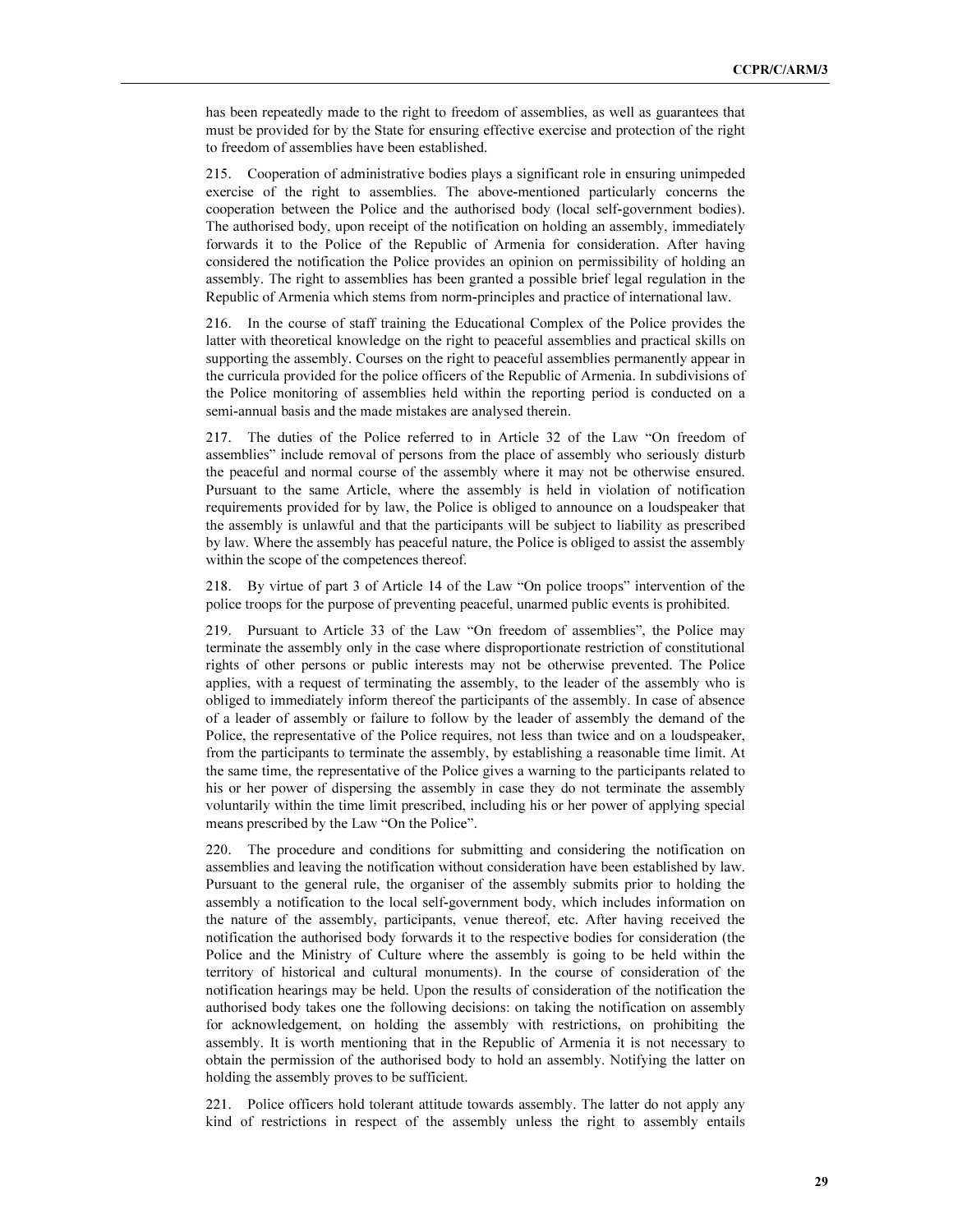has been repeatedly made to the right to freedom of assemblies, as well as guarantees that must be provided for by the State for ensuring effective exercise and protection of the right to freedom of assemblies have been established.

215. Cooperation of administrative bodies plays a significant role in ensuring unimpeded exercise of the right to assemblies. The above-mentioned particularly concerns the cooperation between the Police and the authorised body (local self-government bodies). The authorised body, upon receipt of the notification on holding an assembly, immediately forwards it to the Police of the Republic of Armenia for consideration. After having considered the notification the Police provides an opinion on permissibility of holding an assembly. The right to assemblies has been granted a possible brief legal regulation in the Republic of Armenia which stems from norm-principles and practice of international law.

216. In the course of staff training the Educational Complex of the Police provides the latter with theoretical knowledge on the right to peaceful assemblies and practical skills on supporting the assembly. Courses on the right to peaceful assemblies permanently appear in the curricula provided for the police officers of the Republic of Armenia. In subdivisions of the Police monitoring of assemblies held within the reporting period is conducted on a semi-annual basis and the made mistakes are analysed therein.

217. The duties of the Police referred to in Article 32 of the Law "On freedom of assemblies" include removal of persons from the place of assembly who seriously disturb the peaceful and normal course of the assembly where it may not be otherwise ensured. Pursuant to the same Article, where the assembly is held in violation of notification requirements provided for by law, the Police is obliged to announce on a loudspeaker that the assembly is unlawful and that the participants will be subject to liability as prescribed by law. Where the assembly has peaceful nature, the Police is obliged to assist the assembly within the scope of the competences thereof.

218. By virtue of part 3 of Article 14 of the Law "On police troops" intervention of the police troops for the purpose of preventing peaceful, unarmed public events is prohibited.

219. Pursuant to Article 33 of the Law "On freedom of assemblies", the Police may terminate the assembly only in the case where disproportionate restriction of constitutional rights of other persons or public interests may not be otherwise prevented. The Police applies, with a request of terminating the assembly, to the leader of the assembly who is obliged to immediately inform thereof the participants of the assembly. In case of absence of a leader of assembly or failure to follow by the leader of assembly the demand of the Police, the representative of the Police requires, not less than twice and on a loudspeaker, from the participants to terminate the assembly, by establishing a reasonable time limit. At the same time, the representative of the Police gives a warning to the participants related to his or her power of dispersing the assembly in case they do not terminate the assembly voluntarily within the time limit prescribed, including his or her power of applying special means prescribed by the Law "On the Police".

220. The procedure and conditions for submitting and considering the notification on assemblies and leaving the notification without consideration have been established by law. Pursuant to the general rule, the organiser of the assembly submits prior to holding the assembly a notification to the local self-government body, which includes information on the nature of the assembly, participants, venue thereof, etc. After having received the notification the authorised body forwards it to the respective bodies for consideration (the Police and the Ministry of Culture where the assembly is going to be held within the territory of historical and cultural monuments). In the course of consideration of the notification hearings may be held. Upon the results of consideration of the notification the authorised body takes one the following decisions: on taking the notification on assembly for acknowledgement, on holding the assembly with restrictions, on prohibiting the assembly. It is worth mentioning that in the Republic of Armenia it is not necessary to obtain the permission of the authorised body to hold an assembly. Notifying the latter on holding the assembly proves to be sufficient.

221. Police officers hold tolerant attitude towards assembly. The latter do not apply any kind of restrictions in respect of the assembly unless the right to assembly entails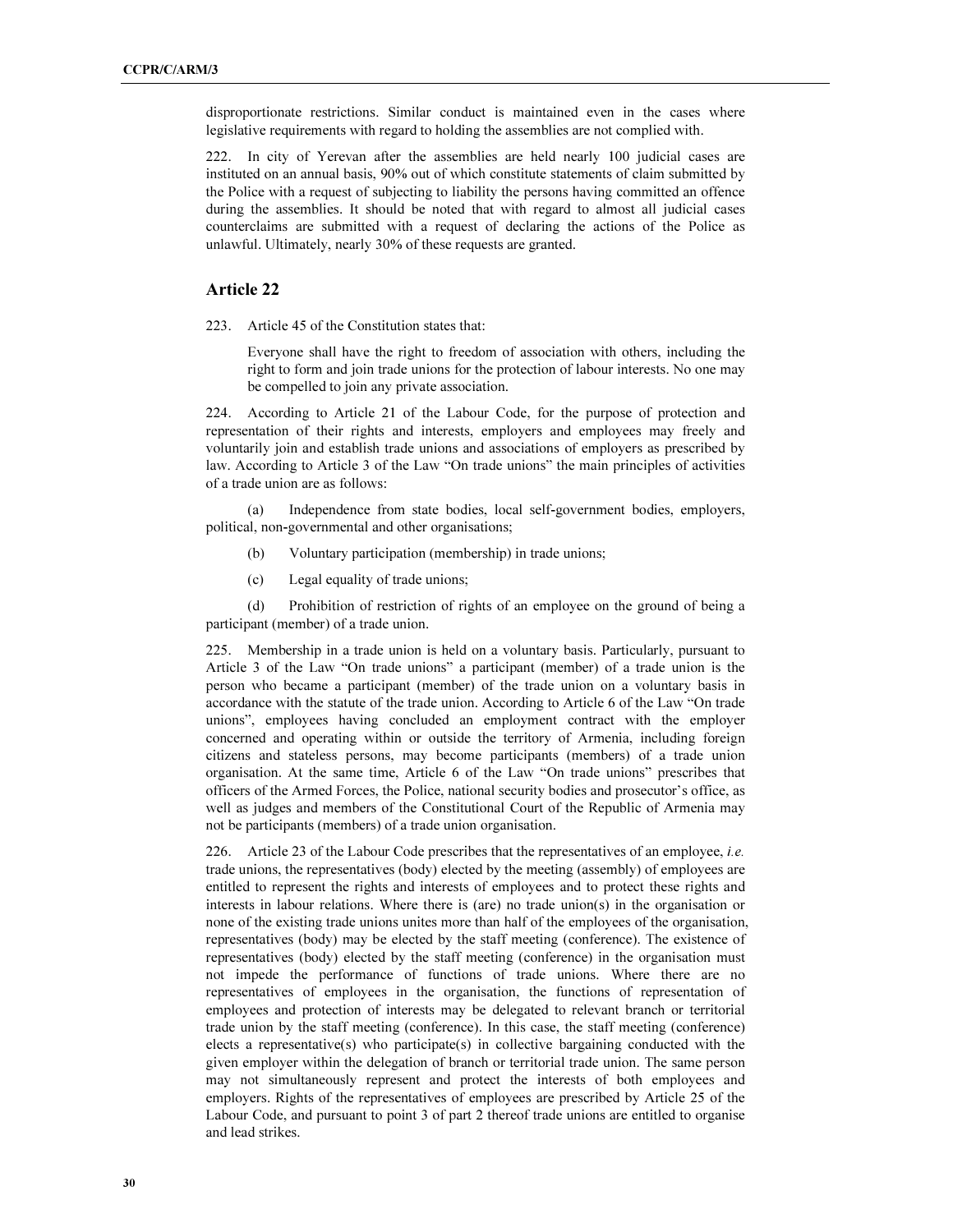disproportionate restrictions. Similar conduct is maintained even in the cases where legislative requirements with regard to holding the assemblies are not complied with.

222. In city of Yerevan after the assemblies are held nearly 100 judicial cases are instituted on an annual basis, 90% out of which constitute statements of claim submitted by the Police with a request of subjecting to liability the persons having committed an offence during the assemblies. It should be noted that with regard to almost all judicial cases counterclaims are submitted with a request of declaring the actions of the Police as unlawful. Ultimately, nearly 30% of these requests are granted.

## Article 22

223. Article 45 of the Constitution states that:

> Everyone shall have the right to freedom of association with others, including the right to form and join trade unions for the protection of labour interests. No one may be compelled to join any private association.

224. According to Article 21 of the Labour Code, for the purpose of protection and representation of their rights and interests, employers and employees may freely and voluntarily join and establish trade unions and associations of employers as prescribed by law. According to Article 3 of the Law "On trade unions" the main principles of activities of a trade union are as follows:

(a) Independence from state bodies, local self-government bodies, employers, political, non-governmental and other organisations;

(b) Voluntary participation (membership) in trade unions;

(c) Legal equality of trade unions;

(d) Prohibition of restriction of rights of an employee on the ground of being a participant (member) of a trade union.

225. Membership in a trade union is held on a voluntary basis. Particularly, pursuant to Article 3 of the Law "On trade unions" a participant (member) of a trade union is the person who became a participant (member) of the trade union on a voluntary basis in accordance with the statute of the trade union. According to Article 6 of the Law "On trade unions", employees having concluded an employment contract with the employer concerned and operating within or outside the territory of Armenia, including foreign citizens and stateless persons, may become participants (members) of a trade union organisation. At the same time, Article 6 of the Law "On trade unions" prescribes that officers of the Armed Forces, the Police, national security bodies and prosecutor's office, as well as judges and members of the Constitutional Court of the Republic of Armenia may not be participants (members) of a trade union organisation.

226. Article 23 of the Labour Code prescribes that the representatives of an employee, *i.e.* trade unions, the representatives (body) elected by the meeting (assembly) of employees are entitled to represent the rights and interests of employees and to protect these rights and interests in labour relations. Where there is (are) no trade union(s) in the organisation or none of the existing trade unions unites more than half of the employees of the organisation, representatives (body) may be elected by the staff meeting (conference). The existence of representatives (body) elected by the staff meeting (conference) in the organisation must not impede the performance of functions of trade unions. Where there are no representatives of employees in the organisation, the functions of representation of employees and protection of interests may be delegated to relevant branch or territorial trade union by the staff meeting (conference). In this case, the staff meeting (conference) elects a representative(s) who participate(s) in collective bargaining conducted with the given employer within the delegation of branch or territorial trade union. The same person may not simultaneously represent and protect the interests of both employees and employers. Rights of the representatives of employees are prescribed by Article 25 of the Labour Code, and pursuant to point 3 of part 2 thereof trade unions are entitled to organise and lead strikes.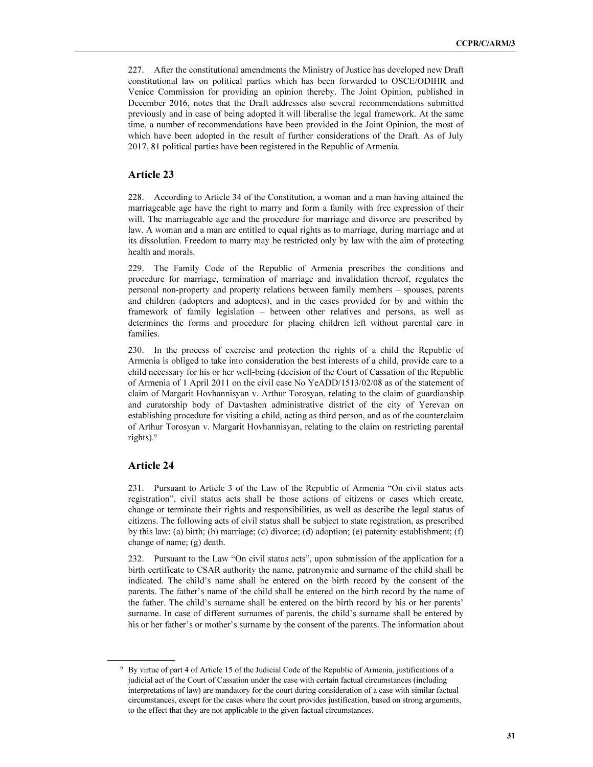227. After the constitutional amendments the Ministry of Justice has developed new Draft constitutional law on political parties which has been forwarded to OSCE/ODIHR and Venice Commission for providing an opinion thereby. The Joint Opinion, published in December 2016, notes that the Draft addresses also several recommendations submitted previously and in case of being adopted it will liberalise the legal framework. At the same time, a number of recommendations have been provided in the Joint Opinion, the most of which have been adopted in the result of further considerations of the Draft. As of July 2017, 81 political parties have been registered in the Republic of Armenia.

## Article 23

228. According to Article 34 of the Constitution, a woman and a man having attained the marriageable age have the right to marry and form a family with free expression of their will. The marriageable age and the procedure for marriage and divorce are prescribed by law. A woman and a man are entitled to equal rights as to marriage, during marriage and at its dissolution. Freedom to marry may be restricted only by law with the aim of protecting health and morals.

229. The Family Code of the Republic of Armenia prescribes the conditions and procedure for marriage, termination of marriage and invalidation thereof, regulates the personal non-property and property relations between family members – spouses, parents and children (adopters and adoptees), and in the cases provided for by and within the framework of family legislation – between other relatives and persons, as well as determines the forms and procedure for placing children left without parental care in families.

230. In the process of exercise and protection the rights of a child the Republic of Armenia is obliged to take into consideration the best interests of a child, provide care to a child necessary for his or her well-being (decision of the Court of Cassation of the Republic of Armenia of 1 April 2011 on the civil case No YeADD/1513/02/08 as of the statement of claim of Margarit Hovhannisyan v. Arthur Torosyan, relating to the claim of guardianship and curatorship body of Davtashen administrative district of the city of Yerevan on establishing procedure for visiting a child, acting as third person, and as of the counterclaim of Arthur Torosyan v. Margarit Hovhannisyan, relating to the claim on restricting parental rights).[9]

## Article 24

231. Pursuant to Article 3 of the Law of the Republic of Armenia "On civil status acts registration", civil status acts shall be those actions of citizens or cases which create, change or terminate their rights and responsibilities, as well as describe the legal status of citizens. The following acts of civil status shall be subject to state registration, as prescribed by this law: (a) birth; (b) marriage; (c) divorce; (d) adoption; (e) paternity establishment; (f) change of name; (g) death.

232. Pursuant to the Law "On civil status acts", upon submission of the application for a birth certificate to CSAR authority the name, patronymic and surname of the child shall be indicated. The child's name shall be entered on the birth record by the consent of the parents. The father's name of the child shall be entered on the birth record by the name of the father. The child's surname shall be entered on the birth record by his or her parents' surname. In case of different surnames of parents, the child's surname shall be entered by his or her father's or mother's surname by the consent of the parents. The information about

---

[9] By virtue of part 4 of Article 15 of the Judicial Code of the Republic of Armenia, justifications of a judicial act of the Court of Cassation under the case with certain factual circumstances (including interpretations of law) are mandatory for the court during consideration of a case with similar factual circumstances, except for the cases where the court provides justification, based on strong arguments, to the effect that they are not applicable to the given factual circumstances.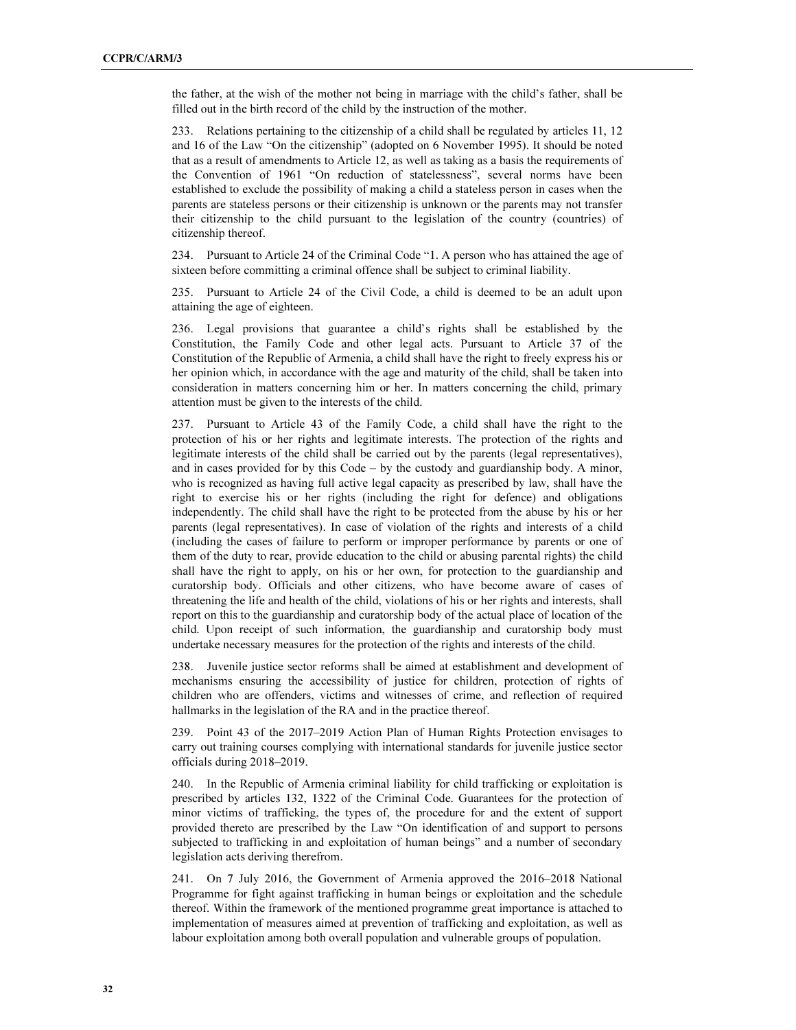the father, at the wish of the mother not being in marriage with the child's father, shall be filled out in the birth record of the child by the instruction of the mother.

233. Relations pertaining to the citizenship of a child shall be regulated by articles 11, 12 and 16 of the Law "On the citizenship" (adopted on 6 November 1995). It should be noted that as a result of amendments to Article 12, as well as taking as a basis the requirements of the Convention of 1961 "On reduction of statelessness", several norms have been established to exclude the possibility of making a child a stateless person in cases when the parents are stateless persons or their citizenship is unknown or the parents may not transfer their citizenship to the child pursuant to the legislation of the country (countries) of citizenship thereof.

234. Pursuant to Article 24 of the Criminal Code "1. A person who has attained the age of sixteen before committing a criminal offence shall be subject to criminal liability.

235. Pursuant to Article 24 of the Civil Code, a child is deemed to be an adult upon attaining the age of eighteen.

236. Legal provisions that guarantee a child's rights shall be established by the Constitution, the Family Code and other legal acts. Pursuant to Article 37 of the Constitution of the Republic of Armenia, a child shall have the right to freely express his or her opinion which, in accordance with the age and maturity of the child, shall be taken into consideration in matters concerning him or her. In matters concerning the child, primary attention must be given to the interests of the child.

237. Pursuant to Article 43 of the Family Code, a child shall have the right to the protection of his or her rights and legitimate interests. The protection of the rights and legitimate interests of the child shall be carried out by the parents (legal representatives), and in cases provided for by this Code – by the custody and guardianship body. A minor, who is recognized as having full active legal capacity as prescribed by law, shall have the right to exercise his or her rights (including the right for defence) and obligations independently. The child shall have the right to be protected from the abuse by his or her parents (legal representatives). In case of violation of the rights and interests of a child (including the cases of failure to perform or improper performance by parents or one of them of the duty to rear, provide education to the child or abusing parental rights) the child shall have the right to apply, on his or her own, for protection to the guardianship and curatorship body. Officials and other citizens, who have become aware of cases of threatening the life and health of the child, violations of his or her rights and interests, shall report on this to the guardianship and curatorship body of the actual place of location of the child. Upon receipt of such information, the guardianship and curatorship body must undertake necessary measures for the protection of the rights and interests of the child.

238. Juvenile justice sector reforms shall be aimed at establishment and development of mechanisms ensuring the accessibility of justice for children, protection of rights of children who are offenders, victims and witnesses of crime, and reflection of required hallmarks in the legislation of the RA and in the practice thereof.

239. Point 43 of the 2017–2019 Action Plan of Human Rights Protection envisages to carry out training courses complying with international standards for juvenile justice sector officials during 2018–2019.

240. In the Republic of Armenia criminal liability for child trafficking or exploitation is prescribed by articles 132, 1322 of the Criminal Code. Guarantees for the protection of minor victims of trafficking, the types of, the procedure for and the extent of support provided thereto are prescribed by the Law "On identification of and support to persons subjected to trafficking in and exploitation of human beings" and a number of secondary legislation acts deriving therefrom.

241. On 7 July 2016, the Government of Armenia approved the 2016–2018 National Programme for fight against trafficking in human beings or exploitation and the schedule thereof. Within the framework of the mentioned programme great importance is attached to implementation of measures aimed at prevention of trafficking and exploitation, as well as labour exploitation among both overall population and vulnerable groups of population.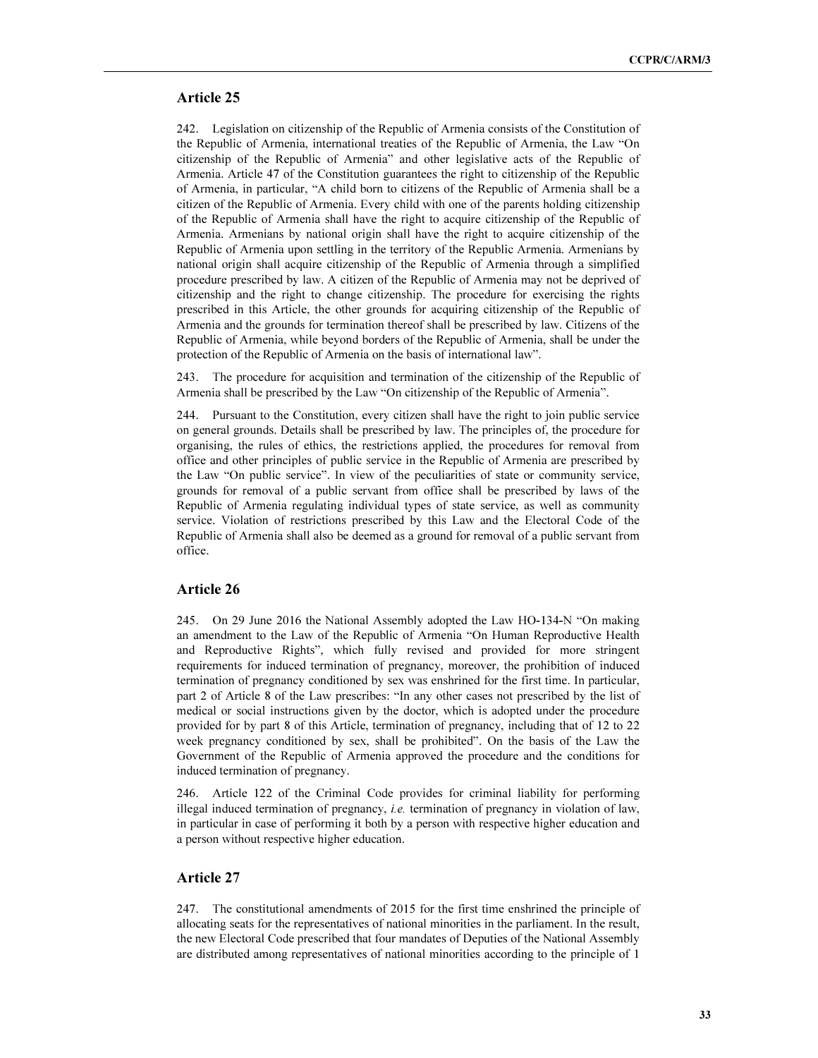## Article 25

242. Legislation on citizenship of the Republic of Armenia consists of the Constitution of the Republic of Armenia, international treaties of the Republic of Armenia, the Law "On citizenship of the Republic of Armenia" and other legislative acts of the Republic of Armenia. Article 47 of the Constitution guarantees the right to citizenship of the Republic of Armenia, in particular, "A child born to citizens of the Republic of Armenia shall be a citizen of the Republic of Armenia. Every child with one of the parents holding citizenship of the Republic of Armenia shall have the right to acquire citizenship of the Republic of Armenia. Armenians by national origin shall have the right to acquire citizenship of the Republic of Armenia upon settling in the territory of the Republic Armenia. Armenians by national origin shall acquire citizenship of the Republic of Armenia through a simplified procedure prescribed by law. A citizen of the Republic of Armenia may not be deprived of citizenship and the right to change citizenship. The procedure for exercising the rights prescribed in this Article, the other grounds for acquiring citizenship of the Republic of Armenia and the grounds for termination thereof shall be prescribed by law. Citizens of the Republic of Armenia, while beyond borders of the Republic of Armenia, shall be under the protection of the Republic of Armenia on the basis of international law".

243. The procedure for acquisition and termination of the citizenship of the Republic of Armenia shall be prescribed by the Law "On citizenship of the Republic of Armenia".

244. Pursuant to the Constitution, every citizen shall have the right to join public service on general grounds. Details shall be prescribed by law. The principles of, the procedure for organising, the rules of ethics, the restrictions applied, the procedures for removal from office and other principles of public service in the Republic of Armenia are prescribed by the Law "On public service". In view of the peculiarities of state or community service, grounds for removal of a public servant from office shall be prescribed by laws of the Republic of Armenia regulating individual types of state service, as well as community service. Violation of restrictions prescribed by this Law and the Electoral Code of the Republic of Armenia shall also be deemed as a ground for removal of a public servant from office.

## Article 26

245. On 29 June 2016 the National Assembly adopted the Law HO-134-N "On making an amendment to the Law of the Republic of Armenia "On Human Reproductive Health and Reproductive Rights", which fully revised and provided for more stringent requirements for induced termination of pregnancy, moreover, the prohibition of induced termination of pregnancy conditioned by sex was enshrined for the first time. In particular, part 2 of Article 8 of the Law prescribes: "In any other cases not prescribed by the list of medical or social instructions given by the doctor, which is adopted under the procedure provided for by part 8 of this Article, termination of pregnancy, including that of 12 to 22 week pregnancy conditioned by sex, shall be prohibited". On the basis of the Law the Government of the Republic of Armenia approved the procedure and the conditions for induced termination of pregnancy.

246. Article 122 of the Criminal Code provides for criminal liability for performing illegal induced termination of pregnancy, *i.e.* termination of pregnancy in violation of law, in particular in case of performing it both by a person with respective higher education and a person without respective higher education.

## Article 27

247. The constitutional amendments of 2015 for the first time enshrined the principle of allocating seats for the representatives of national minorities in the parliament. In the result, the new Electoral Code prescribed that four mandates of Deputies of the National Assembly are distributed among representatives of national minorities according to the principle of 1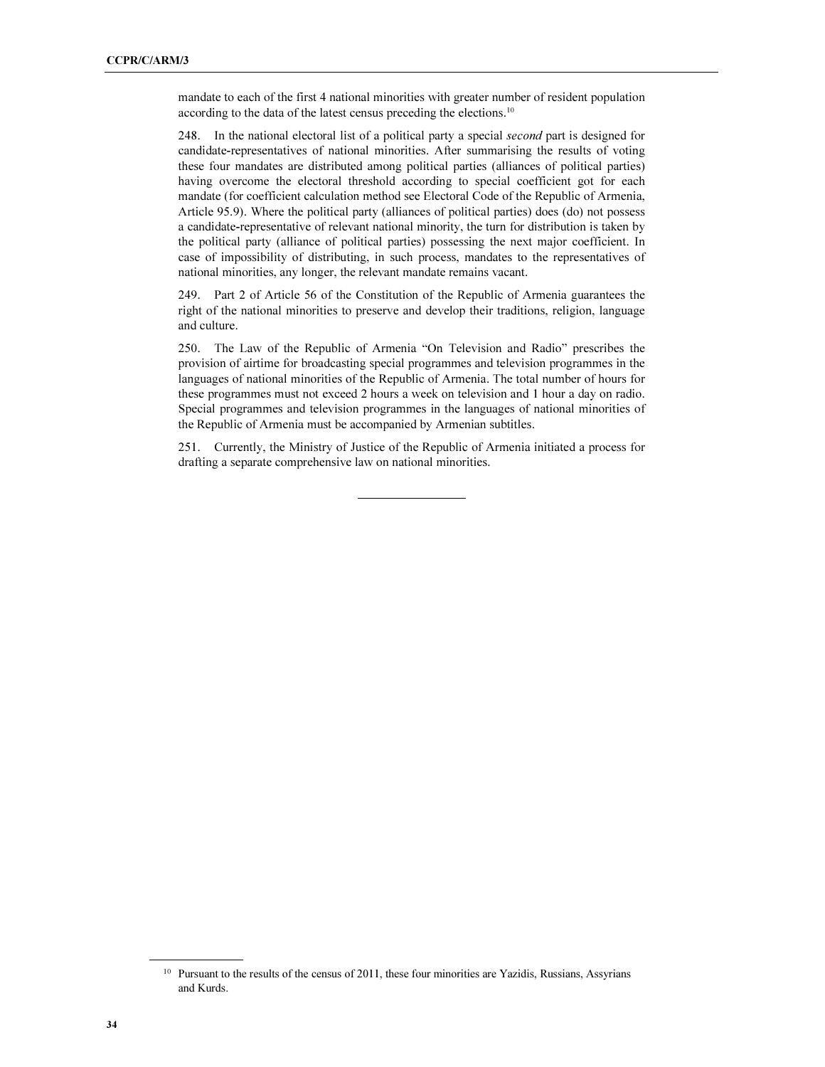mandate to each of the first 4 national minorities with greater number of resident population according to the data of the latest census preceding the elections.[10]

248. In the national electoral list of a political party a special *second* part is designed for candidate-representatives of national minorities. After summarising the results of voting these four mandates are distributed among political parties (alliances of political parties) having overcome the electoral threshold according to special coefficient got for each mandate (for coefficient calculation method see Electoral Code of the Republic of Armenia, Article 95.9). Where the political party (alliances of political parties) does (do) not possess a candidate-representative of relevant national minority, the turn for distribution is taken by the political party (alliance of political parties) possessing the next major coefficient. In case of impossibility of distributing, in such process, mandates to the representatives of national minorities, any longer, the relevant mandate remains vacant.

249. Part 2 of Article 56 of the Constitution of the Republic of Armenia guarantees the right of the national minorities to preserve and develop their traditions, religion, language and culture.

250. The Law of the Republic of Armenia "On Television and Radio" prescribes the provision of airtime for broadcasting special programmes and television programmes in the languages of national minorities of the Republic of Armenia. The total number of hours for these programmes must not exceed 2 hours a week on television and 1 hour a day on radio. Special programmes and television programmes in the languages of national minorities of the Republic of Armenia must be accompanied by Armenian subtitles.

251. Currently, the Ministry of Justice of the Republic of Armenia initiated a process for drafting a separate comprehensive law on national minorities.

---

[10] Pursuant to the results of the census of 2011, these four minorities are Yazidis, Russians, Assyrians and Kurds.